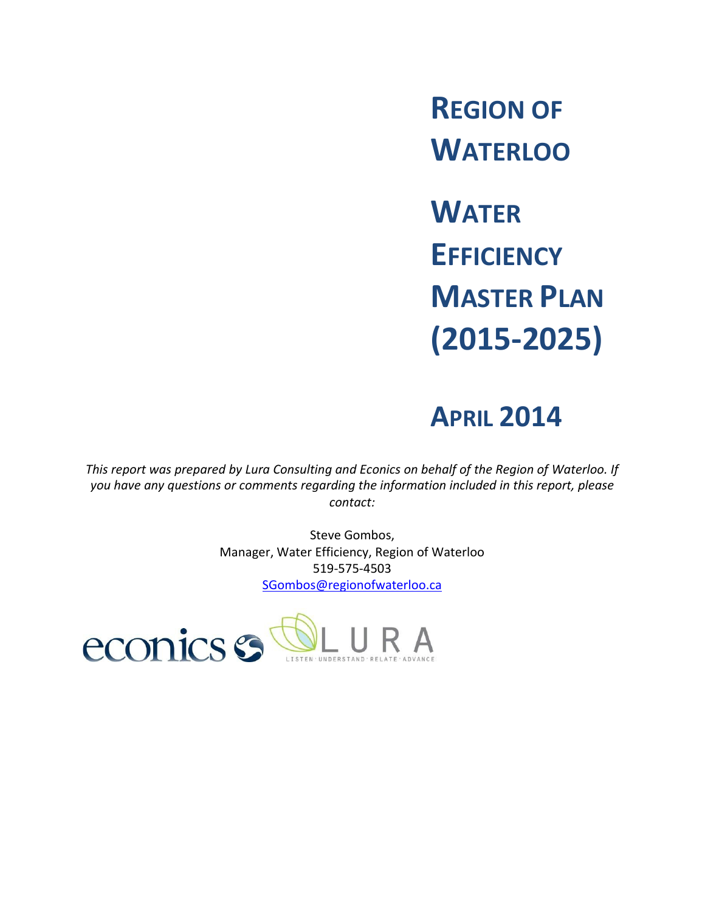# REGION OF WATERLOO

# WATER EFFICIENCY MASTER PLAN (2015-2025)

## APRIL 2014

*This report was prepared by Lura Consulting and Econics on behalf of the Region of Waterloo. If you have any questions or comments regarding the information included in this report, please contact:*

Steve Gombos,
Manager, Water Efficiency, Region of Waterloo
519-575-4503
SGombos@regionofwaterloo.ca

econics
LURA
LISTEN · UNDERSTAND · RELATE · ADVANCE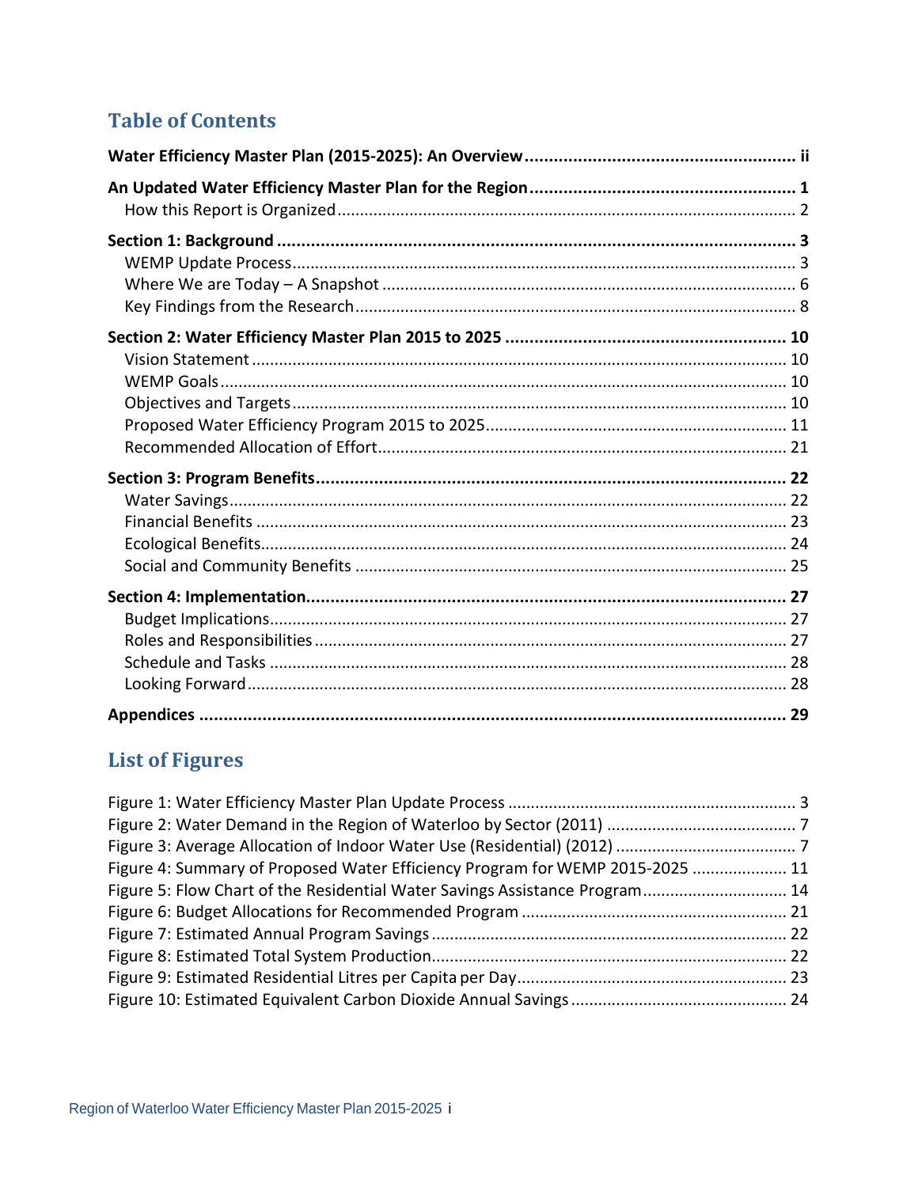## Table of Contents

**Water Efficiency Master Plan (2015-2025): An Overview** ........ ii

**An Updated Water Efficiency Master Plan for the Region** ........ 1
- How this Report is Organized ........ 2

**Section 1: Background** ........ 3
- WEMP Update Process ........ 3
- Where We are Today – A Snapshot ........ 6
- Key Findings from the Research ........ 8

**Section 2: Water Efficiency Master Plan 2015 to 2025** ........ 10
- Vision Statement ........ 10
- WEMP Goals ........ 10
- Objectives and Targets ........ 10
- Proposed Water Efficiency Program 2015 to 2025 ........ 11
- Recommended Allocation of Effort ........ 21

**Section 3: Program Benefits** ........ 22
- Water Savings ........ 22
- Financial Benefits ........ 23
- Ecological Benefits ........ 24
- Social and Community Benefits ........ 25

**Section 4: Implementation** ........ 27
- Budget Implications ........ 27
- Roles and Responsibilities ........ 27
- Schedule and Tasks ........ 28
- Looking Forward ........ 28

**Appendices** ........ 29

## List of Figures

- Figure 1: Water Efficiency Master Plan Update Process ........ 3
- Figure 2: Water Demand in the Region of Waterloo by Sector (2011) ........ 7
- Figure 3: Average Allocation of Indoor Water Use (Residential) (2012) ........ 7
- Figure 4: Summary of Proposed Water Efficiency Program for WEMP 2015-2025 ........ 11
- Figure 5: Flow Chart of the Residential Water Savings Assistance Program ........ 14
- Figure 6: Budget Allocations for Recommended Program ........ 21
- Figure 7: Estimated Annual Program Savings ........ 22
- Figure 8: Estimated Total System Production ........ 22
- Figure 9: Estimated Residential Litres per Capita per Day ........ 23
- Figure 10: Estimated Equivalent Carbon Dioxide Annual Savings ........ 24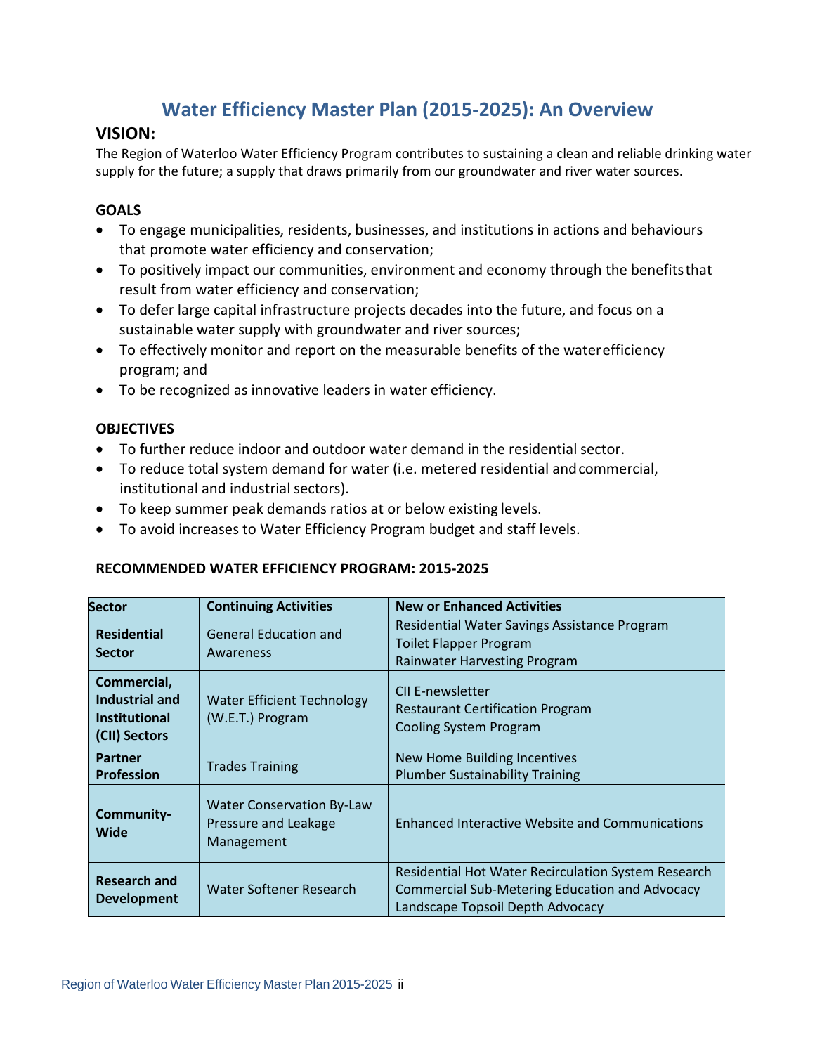# Water Efficiency Master Plan (2015-2025): An Overview

## VISION:

The Region of Waterloo Water Efficiency Program contributes to sustaining a clean and reliable drinking water supply for the future; a supply that draws primarily from our groundwater and river water sources.

### GOALS

- To engage municipalities, residents, businesses, and institutions in actions and behaviours that promote water efficiency and conservation;
- To positively impact our communities, environment and economy through the benefits that result from water efficiency and conservation;
- To defer large capital infrastructure projects decades into the future, and focus on a sustainable water supply with groundwater and river sources;
- To effectively monitor and report on the measurable benefits of the water efficiency program; and
- To be recognized as innovative leaders in water efficiency.

### OBJECTIVES

- To further reduce indoor and outdoor water demand in the residential sector.
- To reduce total system demand for water (i.e. metered residential and commercial, institutional and industrial sectors).
- To keep summer peak demands ratios at or below existing levels.
- To avoid increases to Water Efficiency Program budget and staff levels.

### RECOMMENDED WATER EFFICIENCY PROGRAM: 2015-2025

| Sector | Continuing Activities | New or Enhanced Activities |
|---|---|---|
| **Residential Sector** | General Education and Awareness | Residential Water Savings Assistance Program<br>Toilet Flapper Program<br>Rainwater Harvesting Program |
| **Commercial, Industrial and Institutional (CII) Sectors** | Water Efficient Technology (W.E.T.) Program | CII E-newsletter<br>Restaurant Certification Program<br>Cooling System Program |
| **Partner Profession** | Trades Training | New Home Building Incentives<br>Plumber Sustainability Training |
| **Community-Wide** | Water Conservation By-Law<br>Pressure and Leakage Management | Enhanced Interactive Website and Communications |
| **Research and Development** | Water Softener Research | Residential Hot Water Recirculation System Research<br>Commercial Sub-Metering Education and Advocacy<br>Landscape Topsoil Depth Advocacy |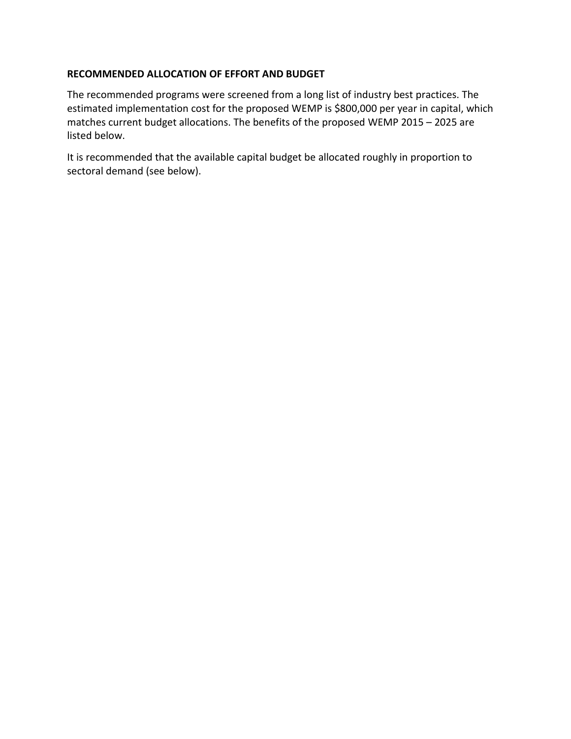**RECOMMENDED ALLOCATION OF EFFORT AND BUDGET**

The recommended programs were screened from a long list of industry best practices. The estimated implementation cost for the proposed WEMP is $800,000 per year in capital, which matches current budget allocations. The benefits of the proposed WEMP 2015 – 2025 are listed below.

It is recommended that the available capital budget be allocated roughly in proportion to sectoral demand (see below).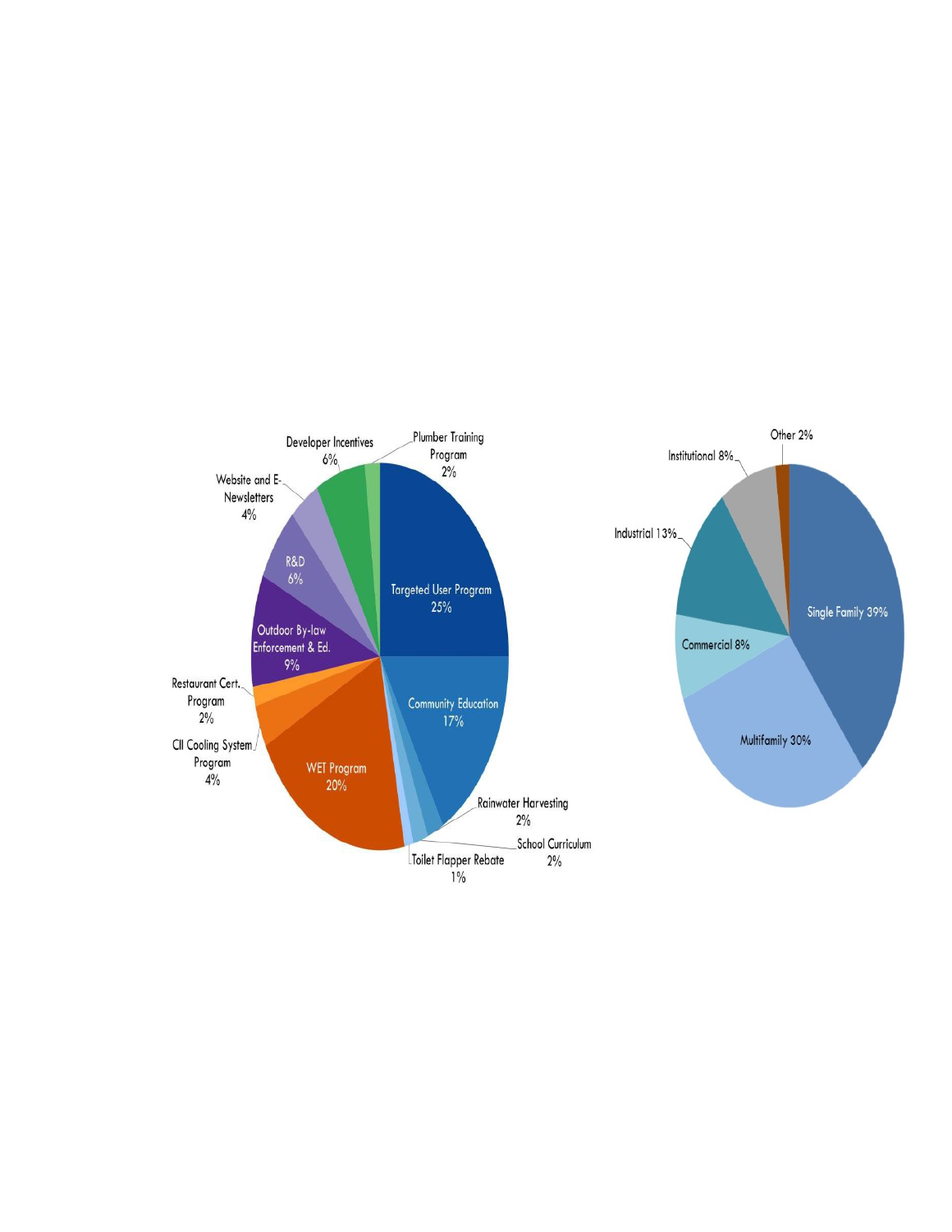Developer Incentives 6%

Plumber Training Program 2%

Website and E-Newsletters 4%

R&D 6%

Targeted User Program 25%

Outdoor By-law Enforcement & Ed. 9%

Restaurant Cert. Program 2%

Community Education 17%

CII Cooling System Program 4%

WET Program 20%

Rainwater Harvesting 2%

School Curriculum 2%

Toilet Flapper Rebate 1%

Other 2%

Institutional 8%

Industrial 13%

Single Family 39%

Commercial 8%

Multifamily 30%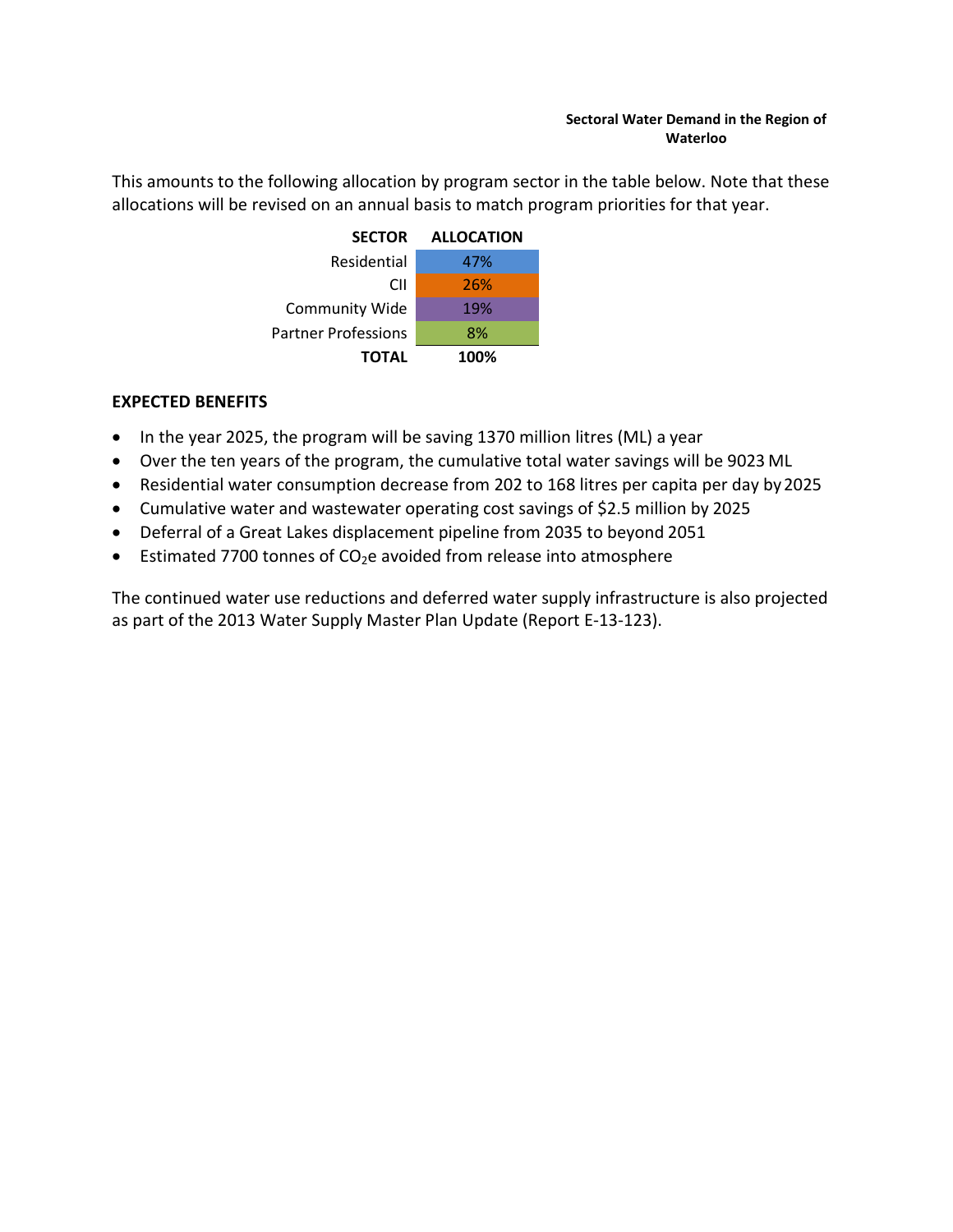This amounts to the following allocation by program sector in the table below. Note that these allocations will be revised on an annual basis to match program priorities for that year.

| SECTOR | ALLOCATION |
| --- | --- |
| Residential | 47% |
| CII | 26% |
| Community Wide | 19% |
| Partner Professions | 8% |
| **TOTAL** | **100%** |

## EXPECTED BENEFITS

- In the year 2025, the program will be saving 1370 million litres (ML) a year
- Over the ten years of the program, the cumulative total water savings will be 9023 ML
- Residential water consumption decrease from 202 to 168 litres per capita per day by 2025
- Cumulative water and wastewater operating cost savings of $2.5 million by 2025
- Deferral of a Great Lakes displacement pipeline from 2035 to beyond 2051
- Estimated 7700 tonnes of $CO_2e$ avoided from release into atmosphere

The continued water use reductions and deferred water supply infrastructure is also projected as part of the 2013 Water Supply Master Plan Update (Report E-13-123).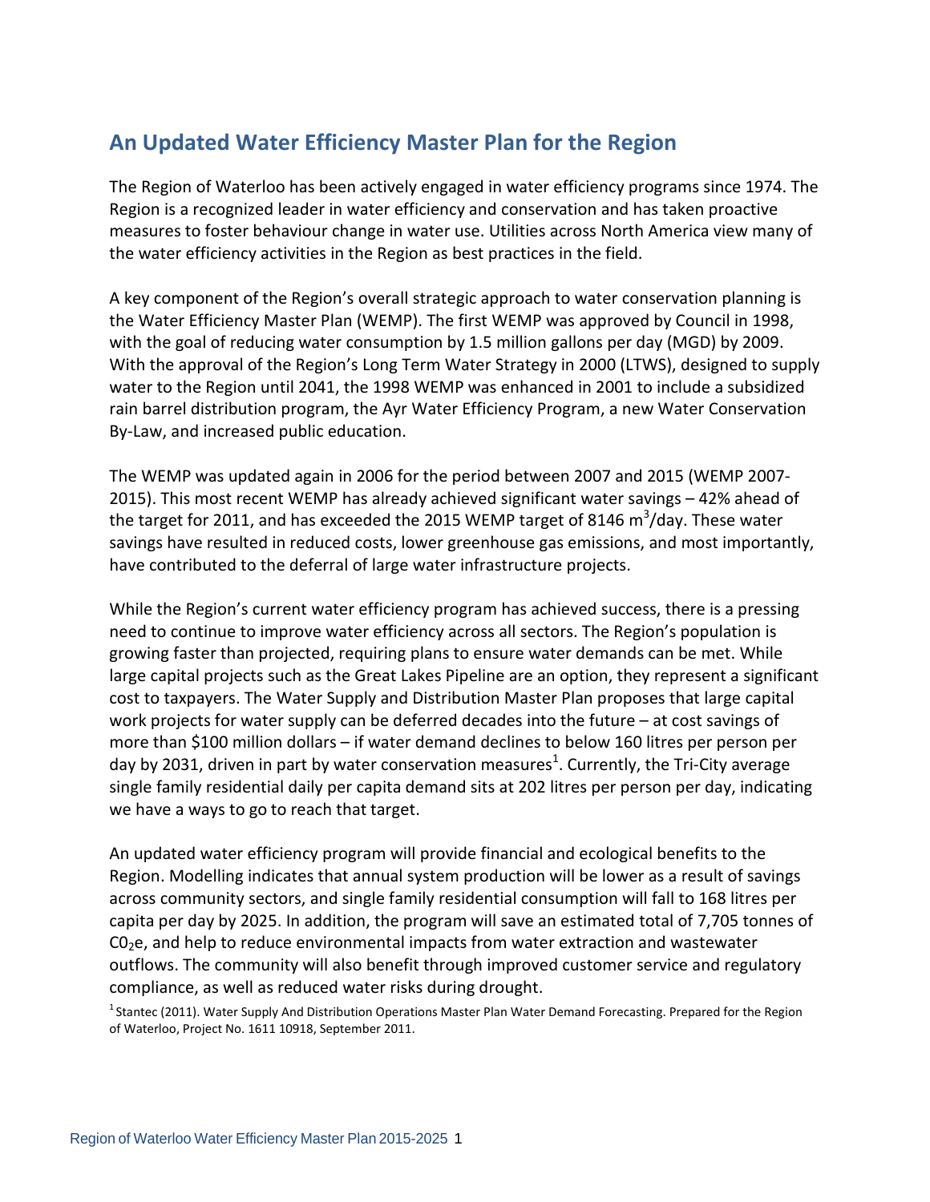## An Updated Water Efficiency Master Plan for the Region

The Region of Waterloo has been actively engaged in water efficiency programs since 1974. The Region is a recognized leader in water efficiency and conservation and has taken proactive measures to foster behaviour change in water use. Utilities across North America view many of the water efficiency activities in the Region as best practices in the field.

A key component of the Region's overall strategic approach to water conservation planning is the Water Efficiency Master Plan (WEMP). The first WEMP was approved by Council in 1998, with the goal of reducing water consumption by 1.5 million gallons per day (MGD) by 2009. With the approval of the Region's Long Term Water Strategy in 2000 (LTWS), designed to supply water to the Region until 2041, the 1998 WEMP was enhanced in 2001 to include a subsidized rain barrel distribution program, the Ayr Water Efficiency Program, a new Water Conservation By-Law, and increased public education.

The WEMP was updated again in 2006 for the period between 2007 and 2015 (WEMP 2007-2015). This most recent WEMP has already achieved significant water savings – 42% ahead of the target for 2011, and has exceeded the 2015 WEMP target of 8146 $m^3$/day. These water savings have resulted in reduced costs, lower greenhouse gas emissions, and most importantly, have contributed to the deferral of large water infrastructure projects.

While the Region's current water efficiency program has achieved success, there is a pressing need to continue to improve water efficiency across all sectors. The Region's population is growing faster than projected, requiring plans to ensure water demands can be met. While large capital projects such as the Great Lakes Pipeline are an option, they represent a significant cost to taxpayers. The Water Supply and Distribution Master Plan proposes that large capital work projects for water supply can be deferred decades into the future – at cost savings of more than $100 million dollars – if water demand declines to below 160 litres per person per day by 2031, driven in part by water conservation measures[1]. Currently, the Tri-City average single family residential daily per capita demand sits at 202 litres per person per day, indicating we have a ways to go to reach that target.

An updated water efficiency program will provide financial and ecological benefits to the Region. Modelling indicates that annual system production will be lower as a result of savings across community sectors, and single family residential consumption will fall to 168 litres per capita per day by 2025. In addition, the program will save an estimated total of 7,705 tonnes of $C0_2e$, and help to reduce environmental impacts from water extraction and wastewater outflows. The community will also benefit through improved customer service and regulatory compliance, as well as reduced water risks during drought.

[1] Stantec (2011). Water Supply And Distribution Operations Master Plan Water Demand Forecasting. Prepared for the Region of Waterloo, Project No. 1611 10918, September 2011.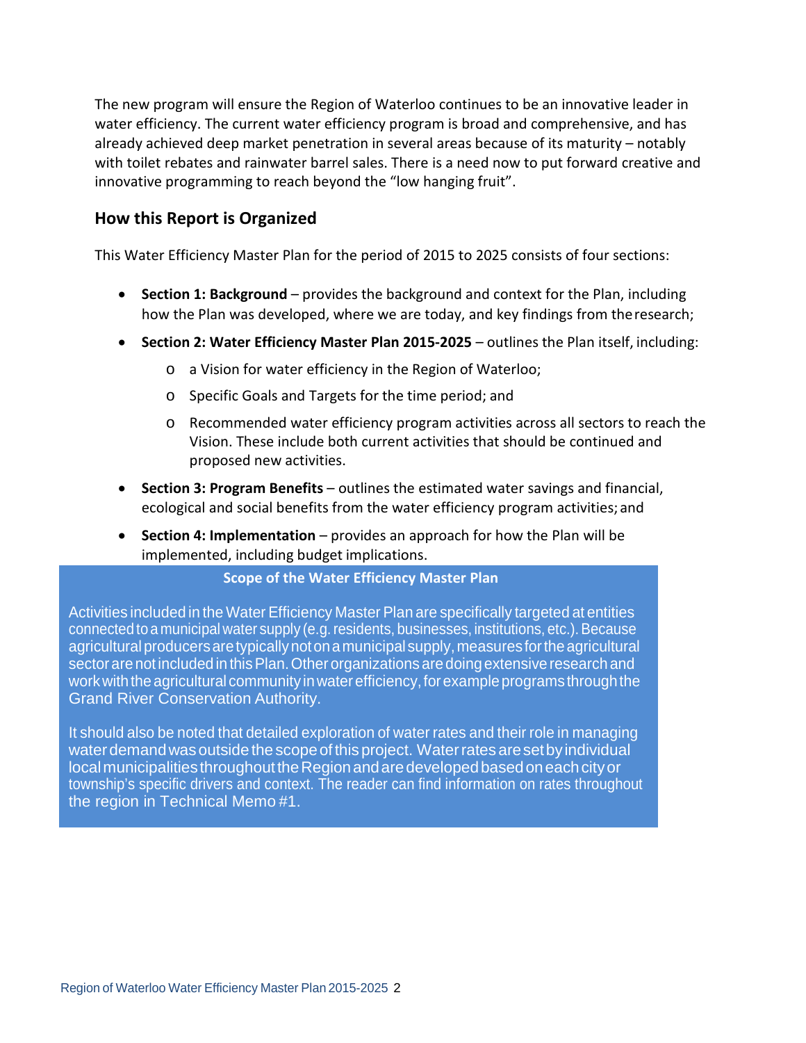The new program will ensure the Region of Waterloo continues to be an innovative leader in water efficiency. The current water efficiency program is broad and comprehensive, and has already achieved deep market penetration in several areas because of its maturity – notably with toilet rebates and rainwater barrel sales. There is a need now to put forward creative and innovative programming to reach beyond the "low hanging fruit".

## How this Report is Organized

This Water Efficiency Master Plan for the period of 2015 to 2025 consists of four sections:

- **Section 1: Background** – provides the background and context for the Plan, including how the Plan was developed, where we are today, and key findings from the research;
- **Section 2: Water Efficiency Master Plan 2015-2025** – outlines the Plan itself, including:
  - a Vision for water efficiency in the Region of Waterloo;
  - Specific Goals and Targets for the time period; and
  - Recommended water efficiency program activities across all sectors to reach the Vision. These include both current activities that should be continued and proposed new activities.
- **Section 3: Program Benefits** – outlines the estimated water savings and financial, ecological and social benefits from the water efficiency program activities; and
- **Section 4: Implementation** – provides an approach for how the Plan will be implemented, including budget implications.

**Scope of the Water Efficiency Master Plan**

Activities included in the Water Efficiency Master Plan are specifically targeted at entities connected to a municipal water supply (e.g. residents, businesses, institutions, etc.). Because agricultural producers are typically not on a municipal supply, measures for the agricultural sector are not included in this Plan. Other organizations are doing extensive research and work with the agricultural community in water efficiency, for example programs through the Grand River Conservation Authority.

It should also be noted that detailed exploration of water rates and their role in managing water demand was outside the scope of this project. Water rates are set by individual local municipalities throughout the Region and are developed based on each city or township's specific drivers and context. The reader can find information on rates throughout the region in Technical Memo #1.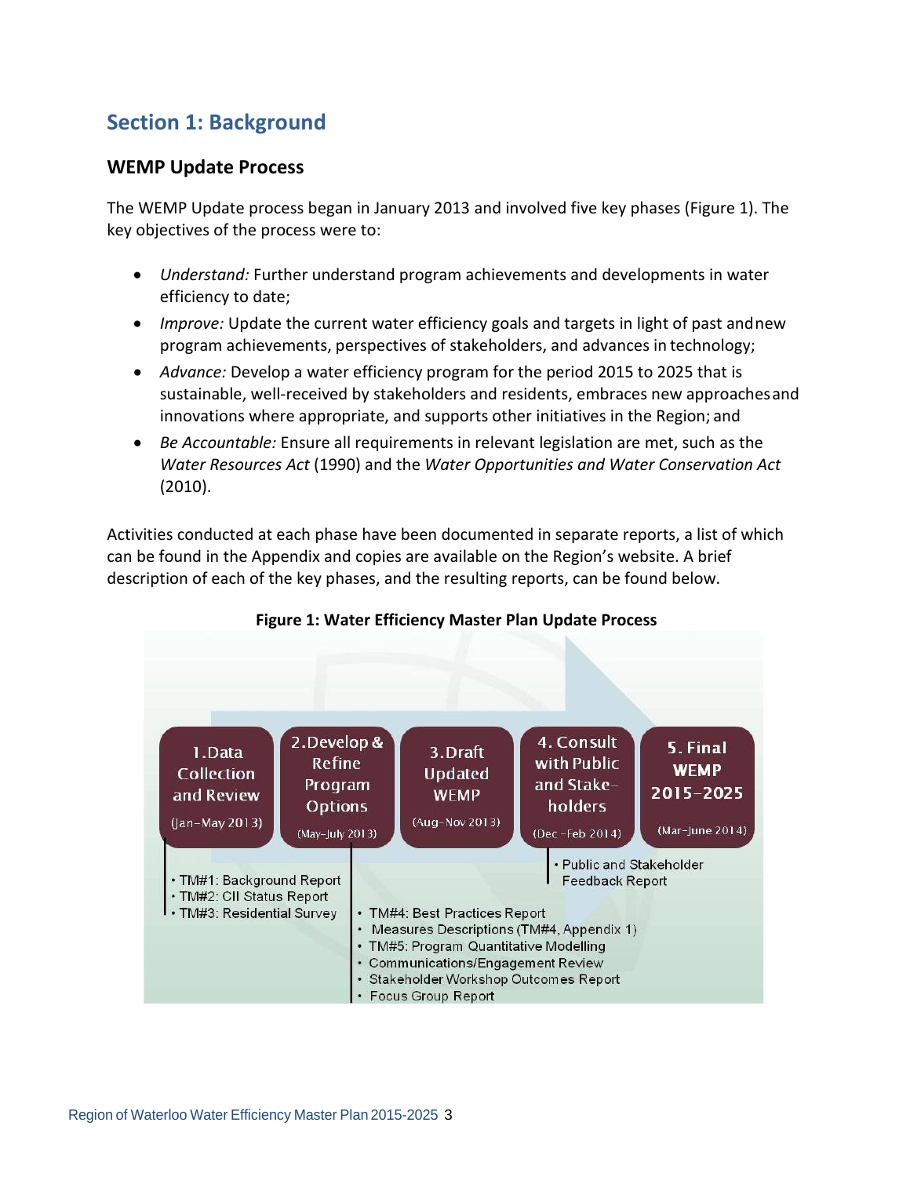# Section 1: Background

## WEMP Update Process

The WEMP Update process began in January 2013 and involved five key phases (Figure 1). The key objectives of the process were to:

- *Understand:* Further understand program achievements and developments in water efficiency to date;
- *Improve:* Update the current water efficiency goals and targets in light of past and new program achievements, perspectives of stakeholders, and advances in technology;
- *Advance:* Develop a water efficiency program for the period 2015 to 2025 that is sustainable, well-received by stakeholders and residents, embraces new approaches and innovations where appropriate, and supports other initiatives in the Region; and
- *Be Accountable:* Ensure all requirements in relevant legislation are met, such as the *Water Resources Act* (1990) and the *Water Opportunities and Water Conservation Act* (2010).

Activities conducted at each phase have been documented in separate reports, a list of which can be found in the Appendix and copies are available on the Region's website. A brief description of each of the key phases, and the resulting reports, can be found below.

**Figure 1: Water Efficiency Master Plan Update Process**

1. Data Collection and Review (Jan–May 2013)
   - TM#1: Background Report
   - TM#2: CII Status Report
   - TM#3: Residential Survey
2. Develop & Refine Program Options (May–July 2013)
   - TM#4: Best Practices Report
   - Measures Descriptions (TM#4, Appendix 1)
   - TM#5: Program Quantitative Modelling
   - Communications/Engagement Review
   - Stakeholder Workshop Outcomes Report
   - Focus Group Report
3. Draft Updated WEMP (Aug–Nov 2013)
4. Consult with Public and Stake-holders (Dec –Feb 2014)
   - Public and Stakeholder Feedback Report
5. Final WEMP 2015–2025 (Mar–June 2014)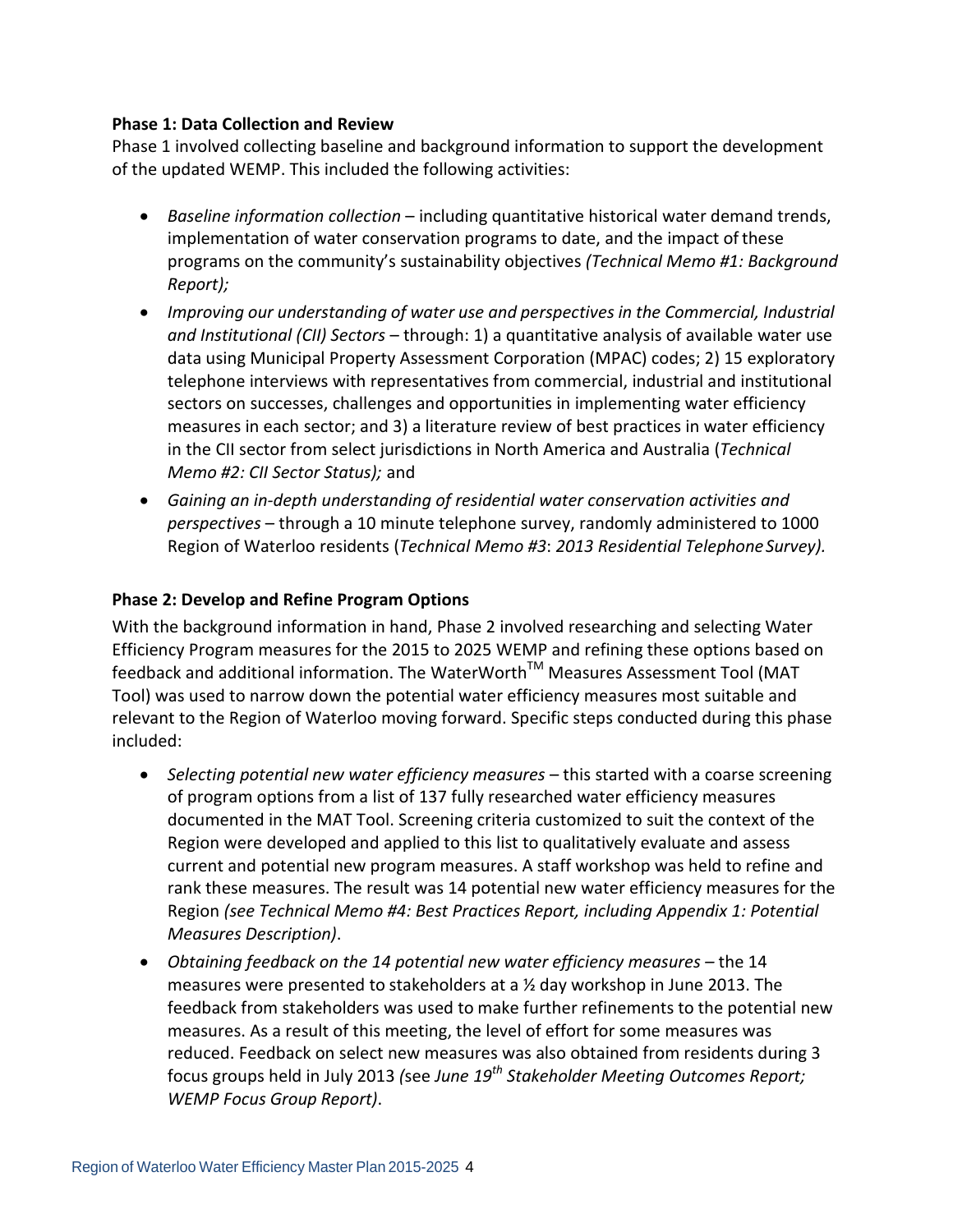**Phase 1: Data Collection and Review**

Phase 1 involved collecting baseline and background information to support the development of the updated WEMP. This included the following activities:

- *Baseline information collection* – including quantitative historical water demand trends, implementation of water conservation programs to date, and the impact of these programs on the community's sustainability objectives *(Technical Memo #1: Background Report);*
- *Improving our understanding of water use and perspectives in the Commercial, Industrial and Institutional (CII) Sectors* – through: 1) a quantitative analysis of available water use data using Municipal Property Assessment Corporation (MPAC) codes; 2) 15 exploratory telephone interviews with representatives from commercial, industrial and institutional sectors on successes, challenges and opportunities in implementing water efficiency measures in each sector; and 3) a literature review of best practices in water efficiency in the CII sector from select jurisdictions in North America and Australia (*Technical Memo #2: CII Sector Status);* and
- *Gaining an in-depth understanding of residential water conservation activities and perspectives* – through a 10 minute telephone survey, randomly administered to 1000 Region of Waterloo residents (*Technical Memo #3*: *2013 Residential Telephone Survey).*

**Phase 2: Develop and Refine Program Options**

With the background information in hand, Phase 2 involved researching and selecting Water Efficiency Program measures for the 2015 to 2025 WEMP and refining these options based on feedback and additional information. The WaterWorth™ Measures Assessment Tool (MAT Tool) was used to narrow down the potential water efficiency measures most suitable and relevant to the Region of Waterloo moving forward. Specific steps conducted during this phase included:

- *Selecting potential new water efficiency measures* – this started with a coarse screening of program options from a list of 137 fully researched water efficiency measures documented in the MAT Tool. Screening criteria customized to suit the context of the Region were developed and applied to this list to qualitatively evaluate and assess current and potential new program measures. A staff workshop was held to refine and rank these measures. The result was 14 potential new water efficiency measures for the Region *(see Technical Memo #4: Best Practices Report, including Appendix 1: Potential Measures Description)*.
- *Obtaining feedback on the 14 potential new water efficiency measures* – the 14 measures were presented to stakeholders at a ½ day workshop in June 2013. The feedback from stakeholders was used to make further refinements to the potential new measures. As a result of this meeting, the level of effort for some measures was reduced. Feedback on select new measures was also obtained from residents during 3 focus groups held in July 2013 *(*see *June 19th Stakeholder Meeting Outcomes Report; WEMP Focus Group Report)*.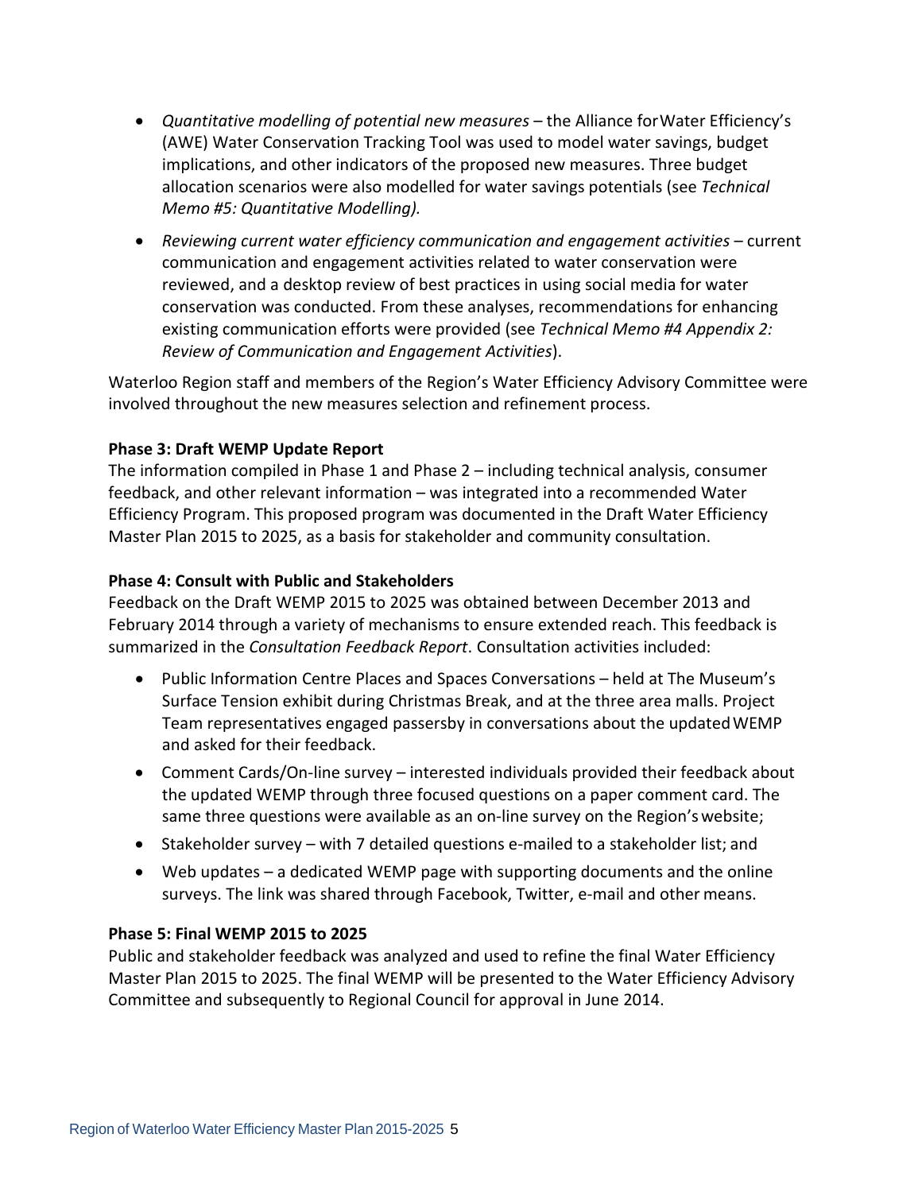- *Quantitative modelling of potential new measures* – the Alliance for Water Efficiency's (AWE) Water Conservation Tracking Tool was used to model water savings, budget implications, and other indicators of the proposed new measures. Three budget allocation scenarios were also modelled for water savings potentials (see *Technical Memo #5: Quantitative Modelling).*
- *Reviewing current water efficiency communication and engagement activities* – current communication and engagement activities related to water conservation were reviewed, and a desktop review of best practices in using social media for water conservation was conducted. From these analyses, recommendations for enhancing existing communication efforts were provided (see *Technical Memo #4 Appendix 2: Review of Communication and Engagement Activities*).

Waterloo Region staff and members of the Region's Water Efficiency Advisory Committee were involved throughout the new measures selection and refinement process.

**Phase 3: Draft WEMP Update Report**
The information compiled in Phase 1 and Phase 2 – including technical analysis, consumer feedback, and other relevant information – was integrated into a recommended Water Efficiency Program. This proposed program was documented in the Draft Water Efficiency Master Plan 2015 to 2025, as a basis for stakeholder and community consultation.

**Phase 4: Consult with Public and Stakeholders**
Feedback on the Draft WEMP 2015 to 2025 was obtained between December 2013 and February 2014 through a variety of mechanisms to ensure extended reach. This feedback is summarized in the *Consultation Feedback Report*. Consultation activities included:

- Public Information Centre Places and Spaces Conversations – held at The Museum's Surface Tension exhibit during Christmas Break, and at the three area malls. Project Team representatives engaged passersby in conversations about the updated WEMP and asked for their feedback.
- Comment Cards/On-line survey – interested individuals provided their feedback about the updated WEMP through three focused questions on a paper comment card. The same three questions were available as an on-line survey on the Region's website;
- Stakeholder survey – with 7 detailed questions e-mailed to a stakeholder list; and
- Web updates – a dedicated WEMP page with supporting documents and the online surveys. The link was shared through Facebook, Twitter, e-mail and other means.

**Phase 5: Final WEMP 2015 to 2025**
Public and stakeholder feedback was analyzed and used to refine the final Water Efficiency Master Plan 2015 to 2025. The final WEMP will be presented to the Water Efficiency Advisory Committee and subsequently to Regional Council for approval in June 2014.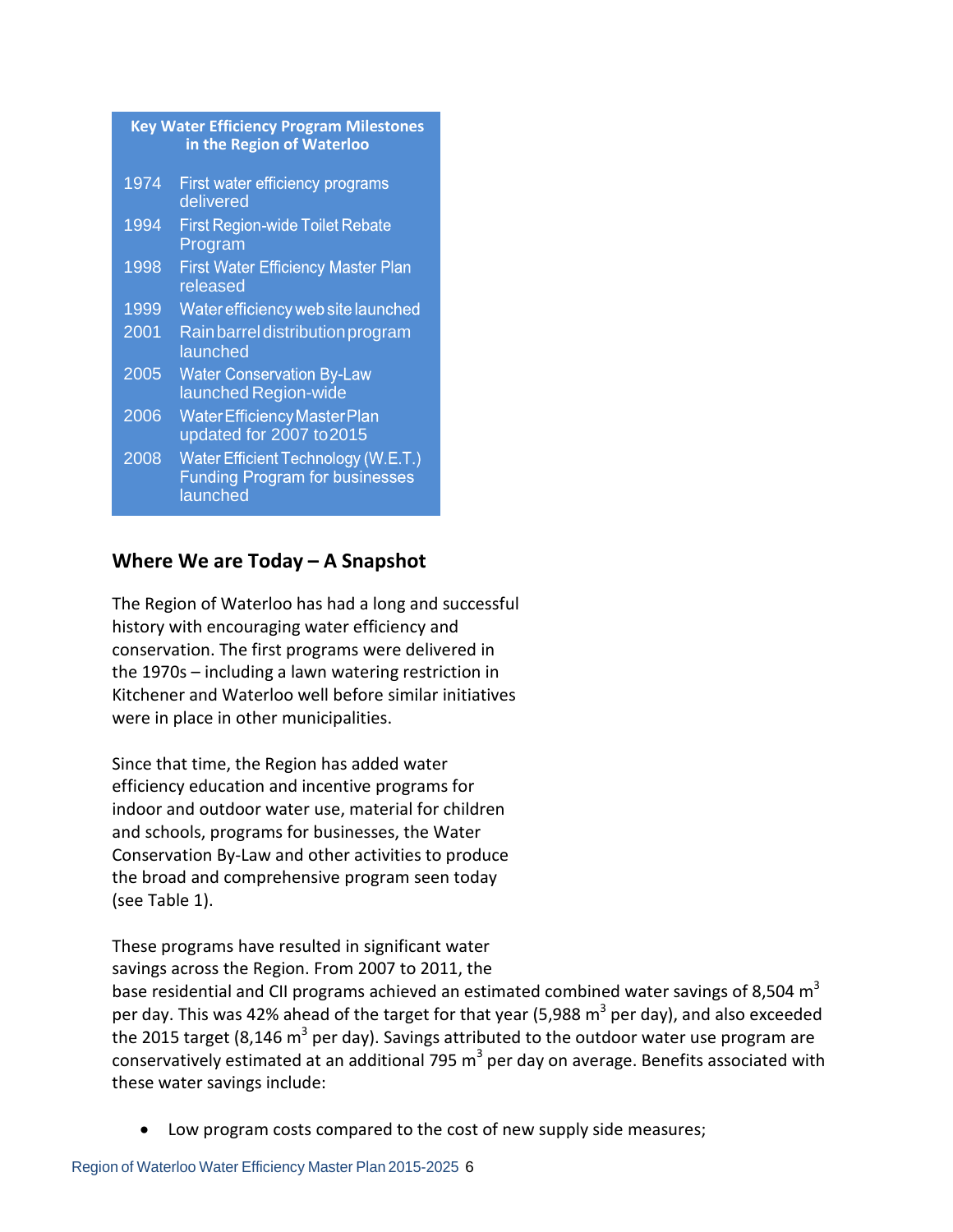**Key Water Efficiency Program Milestones in the Region of Waterloo**

| Year | Milestone |
|---|---|
| 1974 | First water efficiency programs delivered |
| 1994 | First Region-wide Toilet Rebate Program |
| 1998 | First Water Efficiency Master Plan released |
| 1999 | Water efficiency web site launched |
| 2001 | Rain barrel distribution program launched |
| 2005 | Water Conservation By-Law launched Region-wide |
| 2006 | Water Efficiency Master Plan updated for 2007 to 2015 |
| 2008 | Water Efficient Technology (W.E.T.) Funding Program for businesses launched |

## Where We are Today – A Snapshot

The Region of Waterloo has had a long and successful history with encouraging water efficiency and conservation. The first programs were delivered in the 1970s – including a lawn watering restriction in Kitchener and Waterloo well before similar initiatives were in place in other municipalities.

Since that time, the Region has added water efficiency education and incentive programs for indoor and outdoor water use, material for children and schools, programs for businesses, the Water Conservation By-Law and other activities to produce the broad and comprehensive program seen today (see Table 1).

These programs have resulted in significant water savings across the Region. From 2007 to 2011, the base residential and CII programs achieved an estimated combined water savings of 8,504 $m^3$ per day. This was 42% ahead of the target for that year (5,988 $m^3$ per day), and also exceeded the 2015 target (8,146 $m^3$ per day). Savings attributed to the outdoor water use program are conservatively estimated at an additional 795 $m^3$ per day on average. Benefits associated with these water savings include:

- Low program costs compared to the cost of new supply side measures;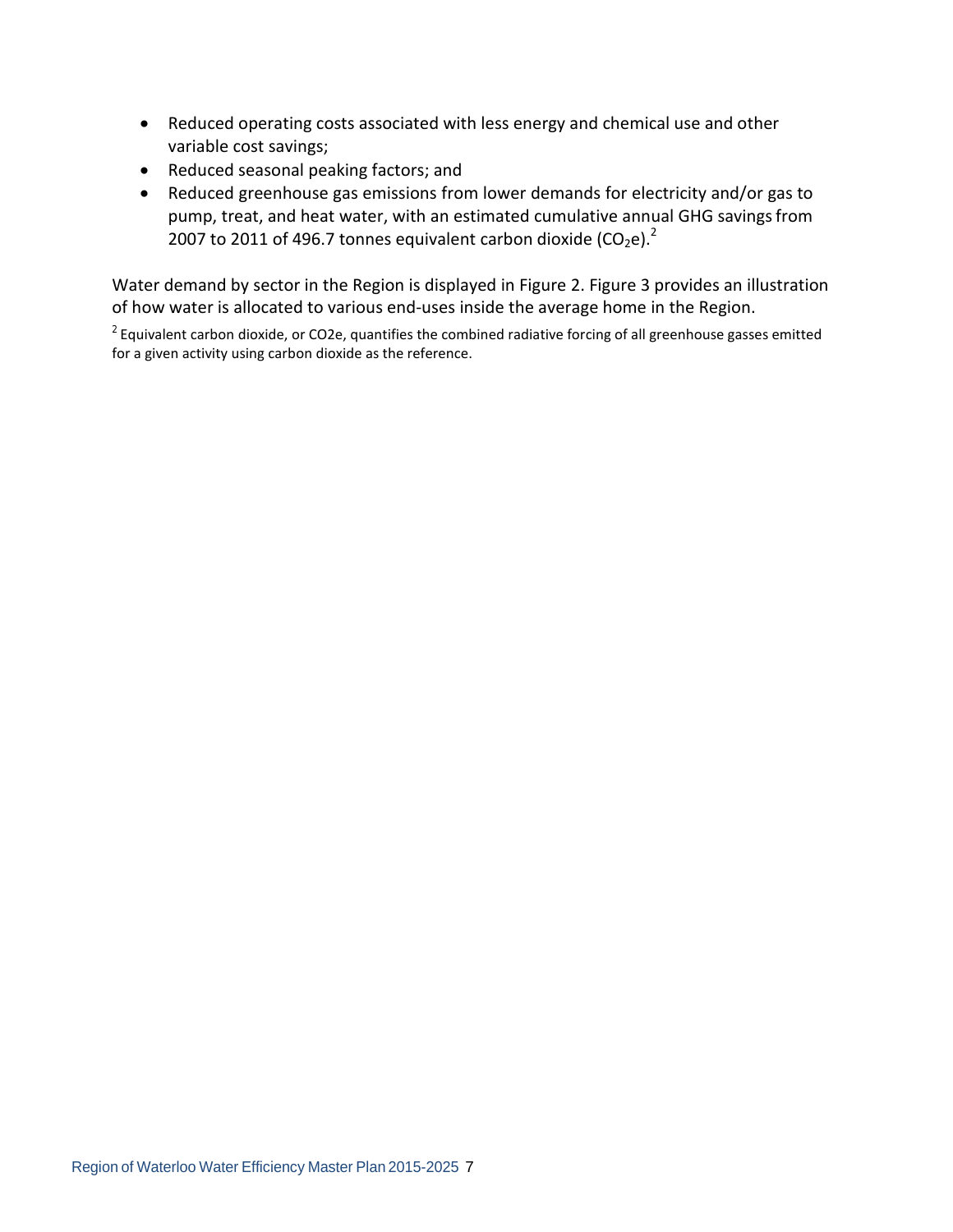- Reduced operating costs associated with less energy and chemical use and other variable cost savings;
- Reduced seasonal peaking factors; and
- Reduced greenhouse gas emissions from lower demands for electricity and/or gas to pump, treat, and heat water, with an estimated cumulative annual GHG savings from 2007 to 2011 of 496.7 tonnes equivalent carbon dioxide ($CO_2e$).[2]

Water demand by sector in the Region is displayed in Figure 2. Figure 3 provides an illustration of how water is allocated to various end-uses inside the average home in the Region.

[2] Equivalent carbon dioxide, or CO2e, quantifies the combined radiative forcing of all greenhouse gasses emitted for a given activity using carbon dioxide as the reference.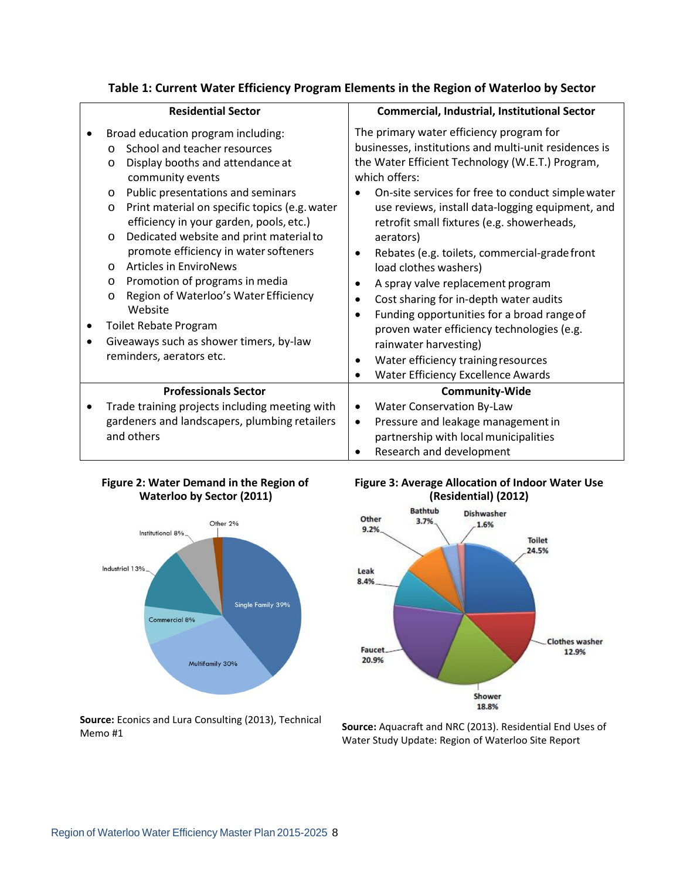**Table 1: Current Water Efficiency Program Elements in the Region of Waterloo by Sector**

| Residential Sector | Commercial, Industrial, Institutional Sector |
|---|---|
| • Broad education program including:<br>  o School and teacher resources<br>  o Display booths and attendance at community events<br>  o Public presentations and seminars<br>  o Print material on specific topics (e.g. water efficiency in your garden, pools, etc.)<br>  o Dedicated website and print material to promote efficiency in water softeners<br>  o Articles in EnviroNews<br>  o Promotion of programs in media<br>  o Region of Waterloo's Water Efficiency Website<br>• Toilet Rebate Program<br>• Giveaways such as shower timers, by-law reminders, aerators etc. | The primary water efficiency program for businesses, institutions and multi-unit residences is the Water Efficient Technology (W.E.T.) Program, which offers:<br>• On-site services for free to conduct simple water use reviews, install data-logging equipment, and retrofit small fixtures (e.g. showerheads, aerators)<br>• Rebates (e.g. toilets, commercial-grade front load clothes washers)<br>• A spray valve replacement program<br>• Cost sharing for in-depth water audits<br>• Funding opportunities for a broad range of proven water efficiency technologies (e.g. rainwater harvesting)<br>• Water efficiency training resources<br>• Water Efficiency Excellence Awards |
| **Professionals Sector** | **Community-Wide** |
| • Trade training projects including meeting with gardeners and landscapers, plumbing retailers and others | • Water Conservation By-Law<br>• Pressure and leakage management in partnership with local municipalities<br>• Research and development |

**Figure 2: Water Demand in the Region of Waterloo by Sector (2011)**

| Sector | Share |
|---|---|
| Single Family | 39% |
| Multifamily | 30% |
| Commercial | 8% |
| Industrial | 13% |
| Institutional | 8% |
| Other | 2% |

**Source:** Econics and Lura Consulting (2013), Technical Memo #1

**Figure 3: Average Allocation of Indoor Water Use (Residential) (2012)**

| Use | Share |
|---|---|
| Toilet | 24.5% |
| Clothes washer | 12.9% |
| Shower | 18.8% |
| Faucet | 20.9% |
| Leak | 8.4% |
| Other | 9.2% |
| Bathtub | 3.7% |
| Dishwasher | 1.6% |

**Source:** Aquacraft and NRC (2013). Residential End Uses of Water Study Update: Region of Waterloo Site Report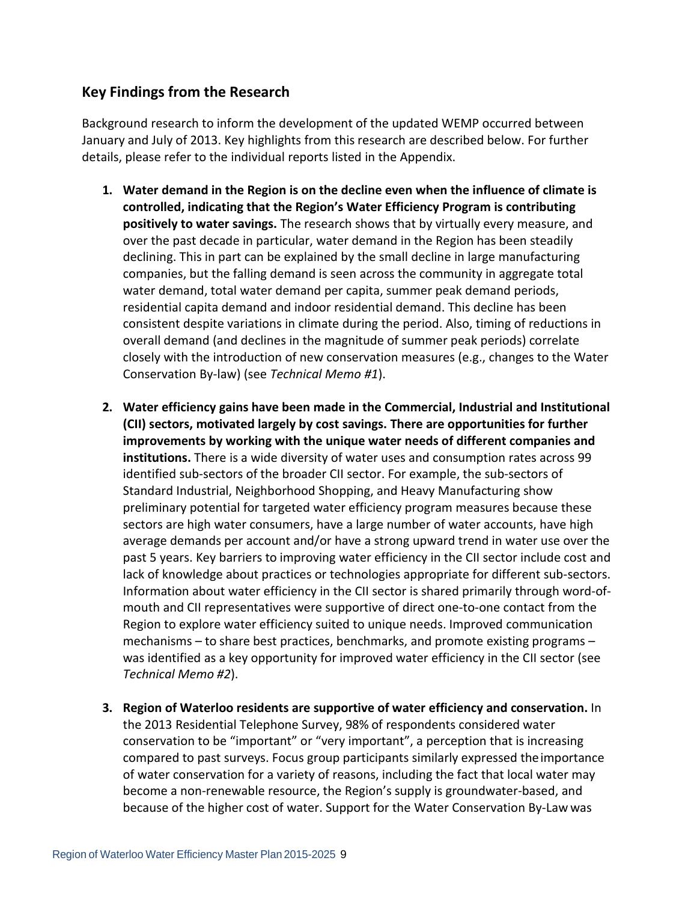## Key Findings from the Research

Background research to inform the development of the updated WEMP occurred between January and July of 2013. Key highlights from this research are described below. For further details, please refer to the individual reports listed in the Appendix.

1. **Water demand in the Region is on the decline even when the influence of climate is controlled, indicating that the Region's Water Efficiency Program is contributing positively to water savings.** The research shows that by virtually every measure, and over the past decade in particular, water demand in the Region has been steadily declining. This in part can be explained by the small decline in large manufacturing companies, but the falling demand is seen across the community in aggregate total water demand, total water demand per capita, summer peak demand periods, residential capita demand and indoor residential demand. This decline has been consistent despite variations in climate during the period. Also, timing of reductions in overall demand (and declines in the magnitude of summer peak periods) correlate closely with the introduction of new conservation measures (e.g., changes to the Water Conservation By-law) (see *Technical Memo #1*).

2. **Water efficiency gains have been made in the Commercial, Industrial and Institutional (CII) sectors, motivated largely by cost savings. There are opportunities for further improvements by working with the unique water needs of different companies and institutions.** There is a wide diversity of water uses and consumption rates across 99 identified sub-sectors of the broader CII sector. For example, the sub-sectors of Standard Industrial, Neighborhood Shopping, and Heavy Manufacturing show preliminary potential for targeted water efficiency program measures because these sectors are high water consumers, have a large number of water accounts, have high average demands per account and/or have a strong upward trend in water use over the past 5 years. Key barriers to improving water efficiency in the CII sector include cost and lack of knowledge about practices or technologies appropriate for different sub-sectors. Information about water efficiency in the CII sector is shared primarily through word-of-mouth and CII representatives were supportive of direct one-to-one contact from the Region to explore water efficiency suited to unique needs. Improved communication mechanisms – to share best practices, benchmarks, and promote existing programs – was identified as a key opportunity for improved water efficiency in the CII sector (see *Technical Memo #2*).

3. **Region of Waterloo residents are supportive of water efficiency and conservation.** In the 2013 Residential Telephone Survey, 98% of respondents considered water conservation to be "important" or "very important", a perception that is increasing compared to past surveys. Focus group participants similarly expressed the importance of water conservation for a variety of reasons, including the fact that local water may become a non-renewable resource, the Region's supply is groundwater-based, and because of the higher cost of water. Support for the Water Conservation By-Law was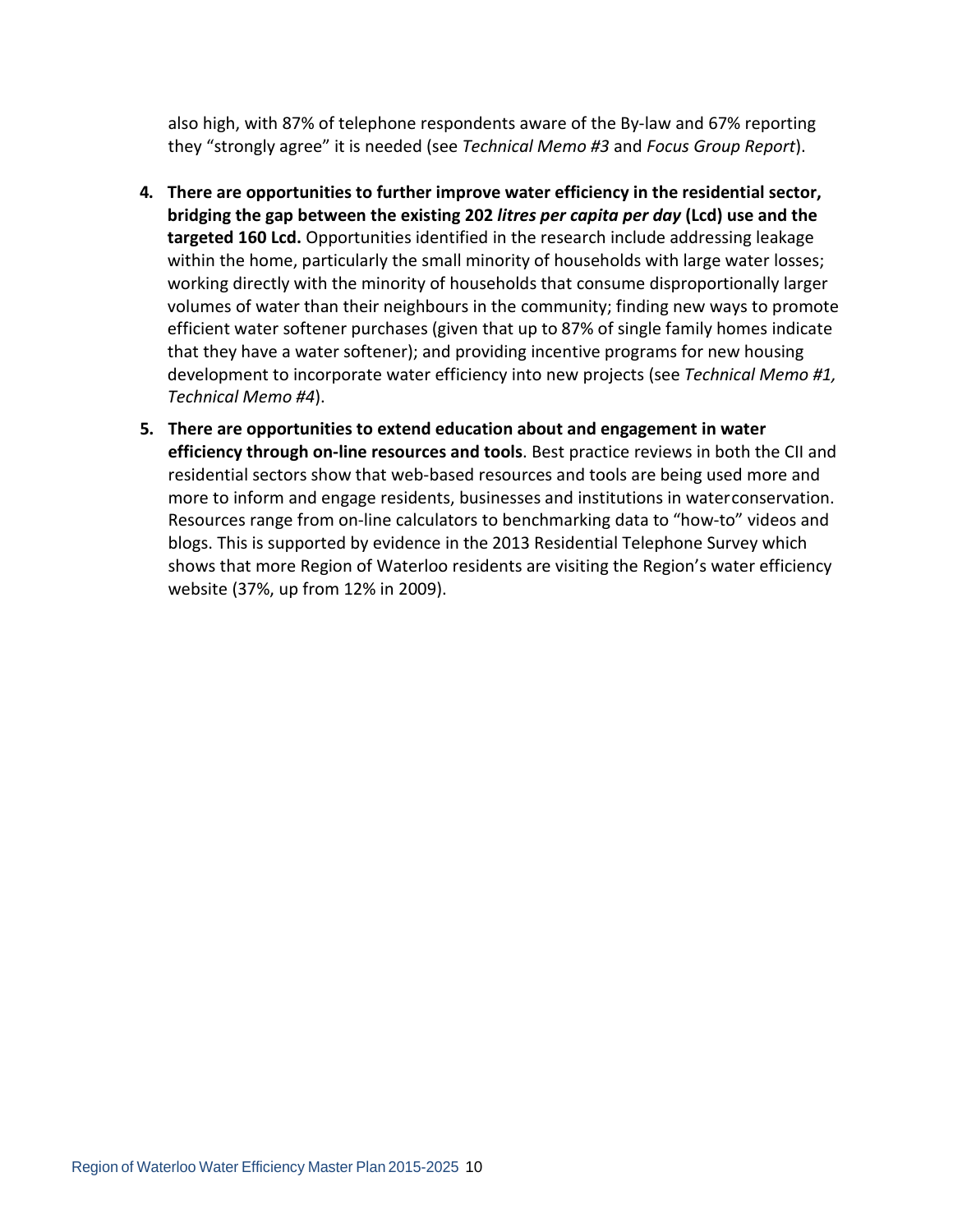also high, with 87% of telephone respondents aware of the By-law and 67% reporting they “strongly agree” it is needed (see *Technical Memo #3* and *Focus Group Report*).

4. **There are opportunities to further improve water efficiency in the residential sector, bridging the gap between the existing 202 *litres per capita per day* (Lcd) use and the targeted 160 Lcd.** Opportunities identified in the research include addressing leakage within the home, particularly the small minority of households with large water losses; working directly with the minority of households that consume disproportionally larger volumes of water than their neighbours in the community; finding new ways to promote efficient water softener purchases (given that up to 87% of single family homes indicate that they have a water softener); and providing incentive programs for new housing development to incorporate water efficiency into new projects (see *Technical Memo #1, Technical Memo #4*).

5. **There are opportunities to extend education about and engagement in water efficiency through on-line resources and tools**. Best practice reviews in both the CII and residential sectors show that web-based resources and tools are being used more and more to inform and engage residents, businesses and institutions in water conservation. Resources range from on-line calculators to benchmarking data to “how-to” videos and blogs. This is supported by evidence in the 2013 Residential Telephone Survey which shows that more Region of Waterloo residents are visiting the Region’s water efficiency website (37%, up from 12% in 2009).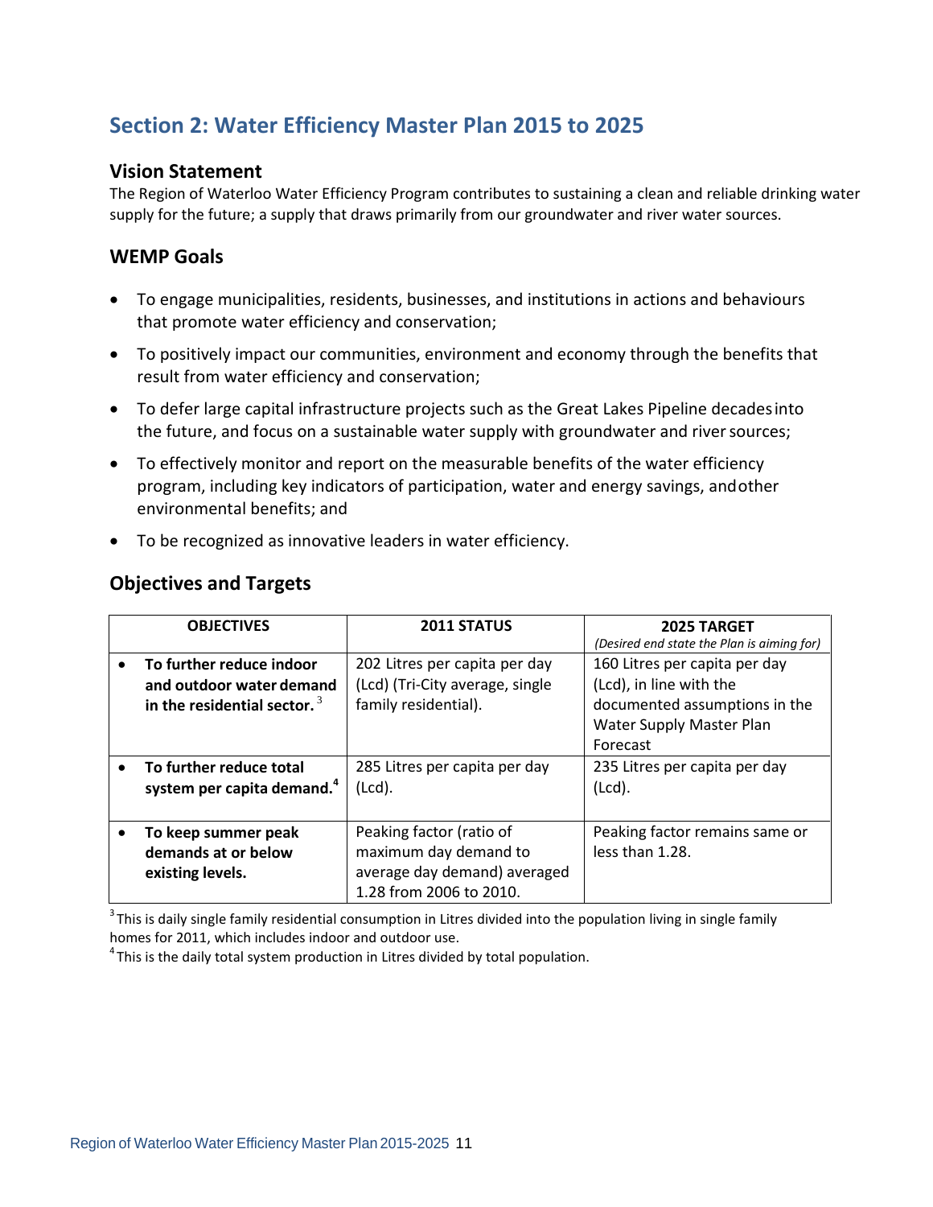## Section 2: Water Efficiency Master Plan 2015 to 2025

### Vision Statement

The Region of Waterloo Water Efficiency Program contributes to sustaining a clean and reliable drinking water supply for the future; a supply that draws primarily from our groundwater and river water sources.

### WEMP Goals

- To engage municipalities, residents, businesses, and institutions in actions and behaviours that promote water efficiency and conservation;
- To positively impact our communities, environment and economy through the benefits that result from water efficiency and conservation;
- To defer large capital infrastructure projects such as the Great Lakes Pipeline decades into the future, and focus on a sustainable water supply with groundwater and river sources;
- To effectively monitor and report on the measurable benefits of the water efficiency program, including key indicators of participation, water and energy savings, and other environmental benefits; and
- To be recognized as innovative leaders in water efficiency.

### Objectives and Targets

| OBJECTIVES | 2011 STATUS | 2025 TARGET *(Desired end state the Plan is aiming for)* |
|---|---|---|
| • **To further reduce indoor and outdoor water demand in the residential sector.** [3] | 202 Litres per capita per day (Lcd) (Tri-City average, single family residential). | 160 Litres per capita per day (Lcd), in line with the documented assumptions in the Water Supply Master Plan Forecast |
| • **To further reduce total system per capita demand.** [4] | 285 Litres per capita per day (Lcd). | 235 Litres per capita per day (Lcd). |
| • **To keep summer peak demands at or below existing levels.** | Peaking factor (ratio of maximum day demand to average day demand) averaged 1.28 from 2006 to 2010. | Peaking factor remains same or less than 1.28. |

[3] This is daily single family residential consumption in Litres divided into the population living in single family homes for 2011, which includes indoor and outdoor use.

[4] This is the daily total system production in Litres divided by total population.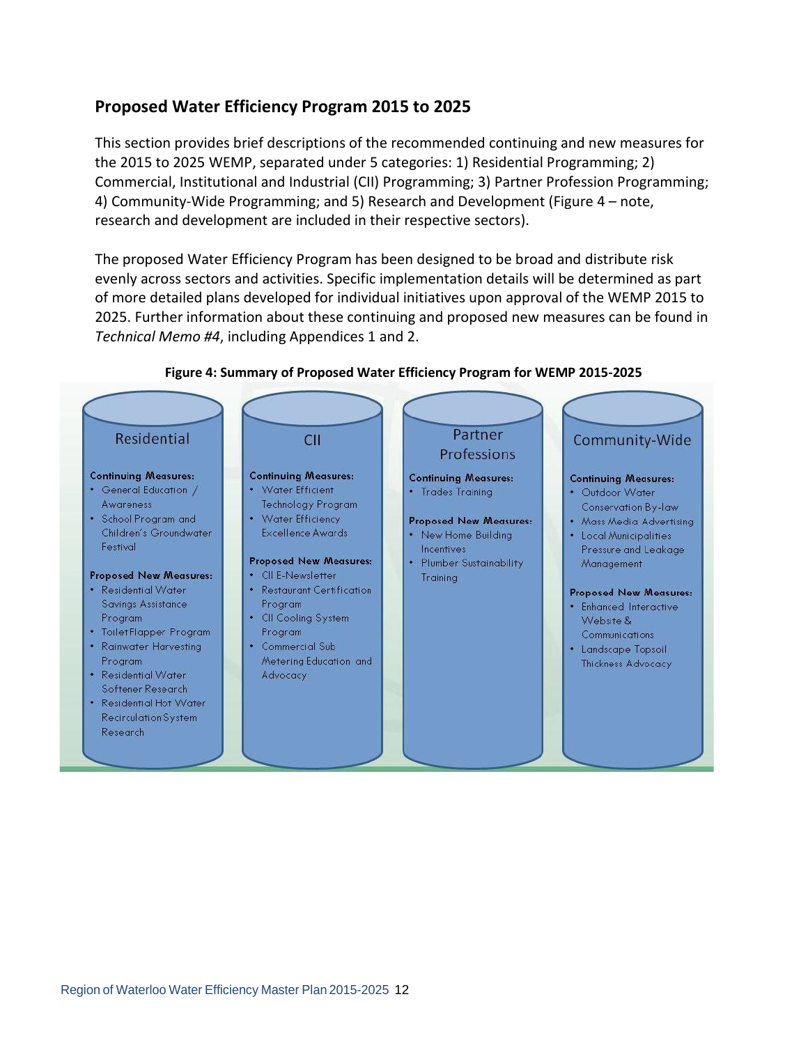## Proposed Water Efficiency Program 2015 to 2025

This section provides brief descriptions of the recommended continuing and new measures for the 2015 to 2025 WEMP, separated under 5 categories: 1) Residential Programming; 2) Commercial, Institutional and Industrial (CII) Programming; 3) Partner Profession Programming; 4) Community-Wide Programming; and 5) Research and Development (Figure 4 – note, research and development are included in their respective sectors).

The proposed Water Efficiency Program has been designed to be broad and distribute risk evenly across sectors and activities. Specific implementation details will be determined as part of more detailed plans developed for individual initiatives upon approval of the WEMP 2015 to 2025. Further information about these continuing and proposed new measures can be found in *Technical Memo #4*, including Appendices 1 and 2.

**Figure 4: Summary of Proposed Water Efficiency Program for WEMP 2015-2025**

**Residential**

**Continuing Measures:**
- General Education / Awareness
- School Program and Children's Groundwater Festival

**Proposed New Measures:**
- Residential Water Savings Assistance Program
- Toilet Flapper Program
- Rainwater Harvesting Program
- Residential Water Softener Research
- Residential Hot Water Recirculation System Research

**CII**

**Continuing Measures:**
- Water Efficient Technology Program
- Water Efficiency Excellence Awards

**Proposed New Measures:**
- CII E-Newsletter
- Restaurant Certification Program
- CII Cooling System Program
- Commercial Sub Metering Education and Advocacy

**Partner Professions**

**Continuing Measures:**
- Trades Training

**Proposed New Measures:**
- New Home Building Incentives
- Plumber Sustainability Training

**Community-Wide**

**Continuing Measures:**
- Outdoor Water Conservation By-law
- Mass Media Advertising
- Local Municipalities Pressure and Leakage Management

**Proposed New Measures:**
- Enhanced Interactive Website & Communications
- Landscape Topsoil Thickness Advocacy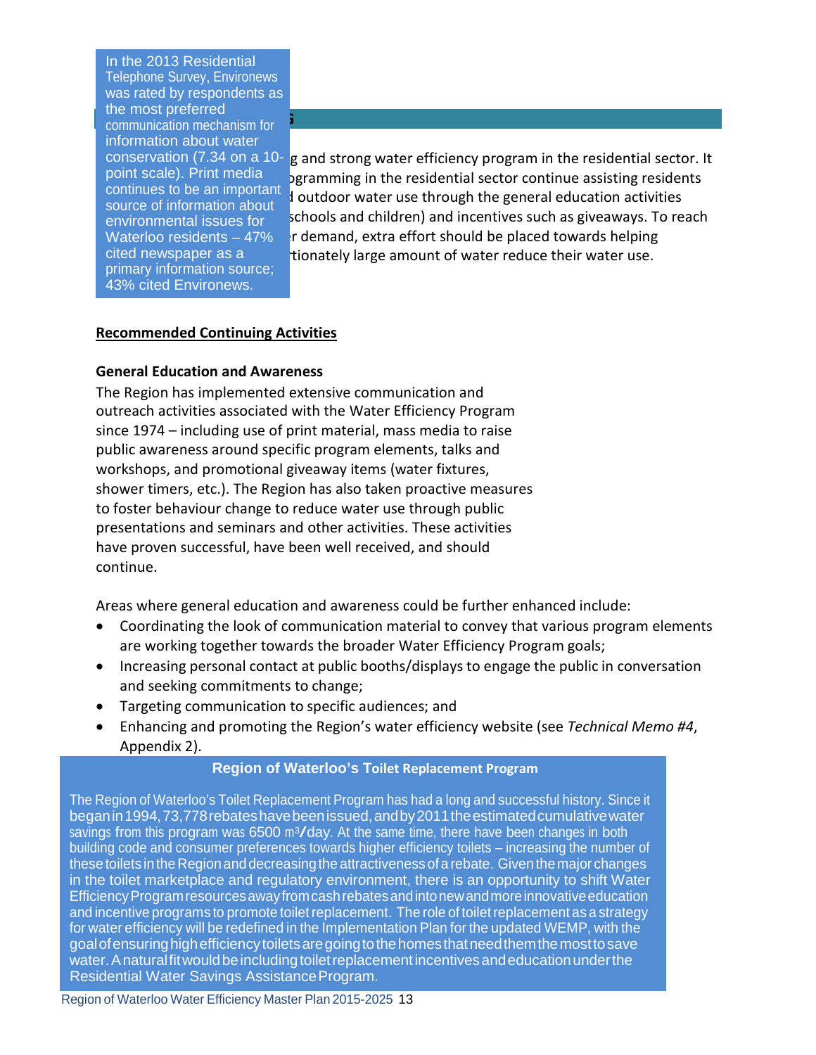In the 2013 Residential Telephone Survey, Environews was rated by respondents as the most preferred communication mechanism for information about water conservation (7.34 on a 10-point scale). Print media continues to be an important source of information about environmental issues for Waterloo residents – 47% cited newspaper as a primary information source; 43% cited Environews.

g and strong water efficiency program in the residential sector. It ogramming in the residential sector continue assisting residents d outdoor water use through the general education activities schools and children) and incentives such as giveaways. To reach r demand, extra effort should be placed towards helping rtionately large amount of water reduce their water use.

**<u>Recommended Continuing Activities</u>**

**General Education and Awareness**

The Region has implemented extensive communication and outreach activities associated with the Water Efficiency Program since 1974 – including use of print material, mass media to raise public awareness around specific program elements, talks and workshops, and promotional giveaway items (water fixtures, shower timers, etc.). The Region has also taken proactive measures to foster behaviour change to reduce water use through public presentations and seminars and other activities. These activities have proven successful, have been well received, and should continue.

Areas where general education and awareness could be further enhanced include:

- Coordinating the look of communication material to convey that various program elements are working together towards the broader Water Efficiency Program goals;
- Increasing personal contact at public booths/displays to engage the public in conversation and seeking commitments to change;
- Targeting communication to specific audiences; and
- Enhancing and promoting the Region's water efficiency website (see *Technical Memo #4*, Appendix 2).

**Region of Waterloo's Toilet Replacement Program**

The Region of Waterloo's Toilet Replacement Program has had a long and successful history. Since it began in 1994, 73,778 rebates have been issued, and by 2011 the estimated cumulative water savings from this program was 6500 $m^3$/day. At the same time, there have been changes in both building code and consumer preferences towards higher efficiency toilets – increasing the number of these toilets in the Region and decreasing the attractiveness of a rebate. Given the major changes in the toilet marketplace and regulatory environment, there is an opportunity to shift Water Efficiency Program resources away from cash rebates and into new and more innovative education and incentive programs to promote toilet replacement. The role of toilet replacement as a strategy for water efficiency will be redefined in the Implementation Plan for the updated WEMP, with the goal of ensuring high efficiency toilets are going to the homes that need them the most to save water. A natural fit would be including toilet replacement incentives and education under the Residential Water Savings Assistance Program.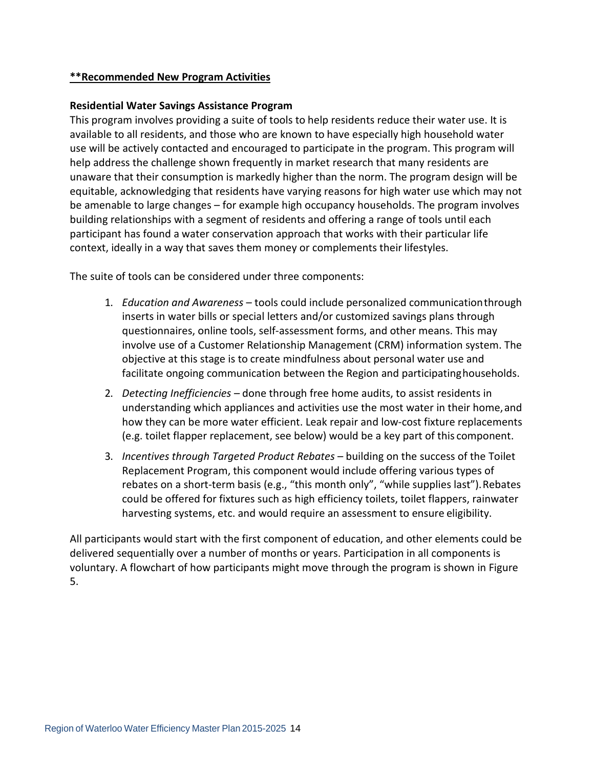**\*\*Recommended New Program Activities**

**Residential Water Savings Assistance Program**

This program involves providing a suite of tools to help residents reduce their water use. It is available to all residents, and those who are known to have especially high household water use will be actively contacted and encouraged to participate in the program. This program will help address the challenge shown frequently in market research that many residents are unaware that their consumption is markedly higher than the norm. The program design will be equitable, acknowledging that residents have varying reasons for high water use which may not be amenable to large changes – for example high occupancy households. The program involves building relationships with a segment of residents and offering a range of tools until each participant has found a water conservation approach that works with their particular life context, ideally in a way that saves them money or complements their lifestyles.

The suite of tools can be considered under three components:

1. *Education and Awareness* – tools could include personalized communication through inserts in water bills or special letters and/or customized savings plans through questionnaires, online tools, self-assessment forms, and other means. This may involve use of a Customer Relationship Management (CRM) information system. The objective at this stage is to create mindfulness about personal water use and facilitate ongoing communication between the Region and participating households.
2. *Detecting Inefficiencies* – done through free home audits, to assist residents in understanding which appliances and activities use the most water in their home, and how they can be more water efficient. Leak repair and low-cost fixture replacements (e.g. toilet flapper replacement, see below) would be a key part of this component.
3. *Incentives through Targeted Product Rebates* – building on the success of the Toilet Replacement Program, this component would include offering various types of rebates on a short-term basis (e.g., "this month only", "while supplies last"). Rebates could be offered for fixtures such as high efficiency toilets, toilet flappers, rainwater harvesting systems, etc. and would require an assessment to ensure eligibility.

All participants would start with the first component of education, and other elements could be delivered sequentially over a number of months or years. Participation in all components is voluntary. A flowchart of how participants might move through the program is shown in Figure 5.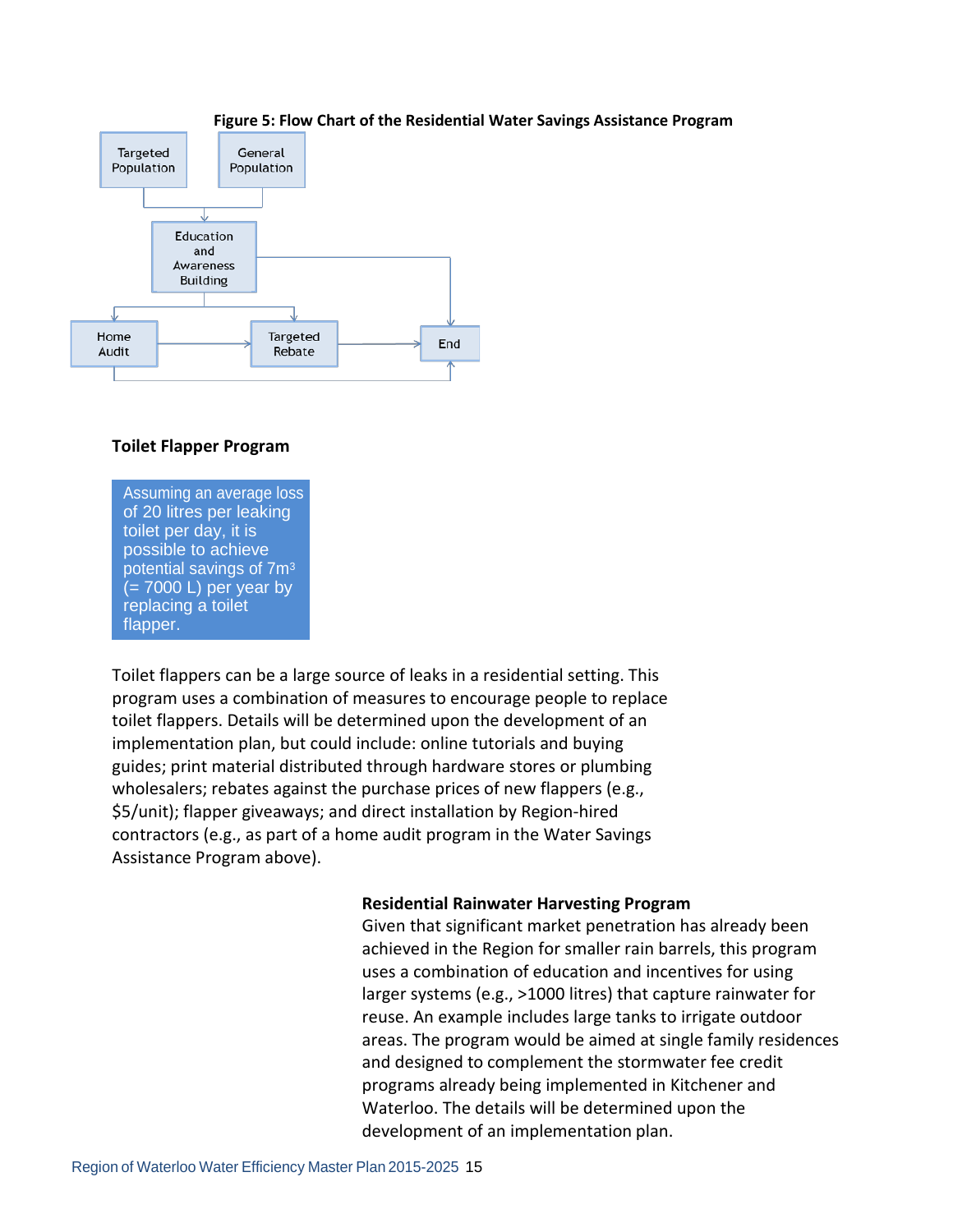**Figure 5: Flow Chart of the Residential Water Savings Assistance Program**

Targeted Population

General Population

Education and Awareness Building

Home Audit

Targeted Rebate

End

### Toilet Flapper Program

Assuming an average loss of 20 litres per leaking toilet per day, it is possible to achieve potential savings of 7m³ (= 7000 L) per year by replacing a toilet flapper.

Toilet flappers can be a large source of leaks in a residential setting. This program uses a combination of measures to encourage people to replace toilet flappers. Details will be determined upon the development of an implementation plan, but could include: online tutorials and buying guides; print material distributed through hardware stores or plumbing wholesalers; rebates against the purchase prices of new flappers (e.g., $5/unit); flapper giveaways; and direct installation by Region-hired contractors (e.g., as part of a home audit program in the Water Savings Assistance Program above).

### Residential Rainwater Harvesting Program

Given that significant market penetration has already been achieved in the Region for smaller rain barrels, this program uses a combination of education and incentives for using larger systems (e.g., >1000 litres) that capture rainwater for reuse. An example includes large tanks to irrigate outdoor areas. The program would be aimed at single family residences and designed to complement the stormwater fee credit programs already being implemented in Kitchener and Waterloo. The details will be determined upon the development of an implementation plan.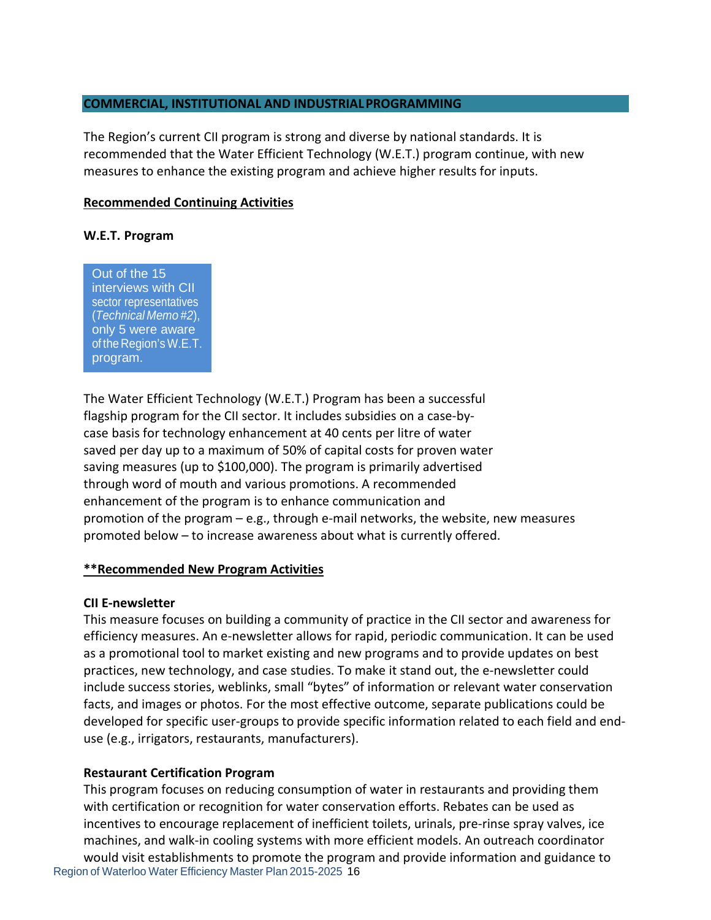## COMMERCIAL, INSTITUTIONAL AND INDUSTRIAL PROGRAMMING

The Region's current CII program is strong and diverse by national standards. It is recommended that the Water Efficient Technology (W.E.T.) program continue, with new measures to enhance the existing program and achieve higher results for inputs.

**Recommended Continuing Activities**

### W.E.T. Program

> Out of the 15 interviews with CII sector representatives (*Technical Memo #2*), only 5 were aware of the Region's W.E.T. program.

The Water Efficient Technology (W.E.T.) Program has been a successful flagship program for the CII sector. It includes subsidies on a case-by-case basis for technology enhancement at 40 cents per litre of water saved per day up to a maximum of 50% of capital costs for proven water saving measures (up to $100,000). The program is primarily advertised through word of mouth and various promotions. A recommended enhancement of the program is to enhance communication and promotion of the program – e.g., through e-mail networks, the website, new measures promoted below – to increase awareness about what is currently offered.

**\*\*Recommended New Program Activities**

### CII E-newsletter

This measure focuses on building a community of practice in the CII sector and awareness for efficiency measures. An e-newsletter allows for rapid, periodic communication. It can be used as a promotional tool to market existing and new programs and to provide updates on best practices, new technology, and case studies. To make it stand out, the e-newsletter could include success stories, weblinks, small "bytes" of information or relevant water conservation facts, and images or photos. For the most effective outcome, separate publications could be developed for specific user-groups to provide specific information related to each field and end-use (e.g., irrigators, restaurants, manufacturers).

### Restaurant Certification Program

This program focuses on reducing consumption of water in restaurants and providing them with certification or recognition for water conservation efforts. Rebates can be used as incentives to encourage replacement of inefficient toilets, urinals, pre-rinse spray valves, ice machines, and walk-in cooling systems with more efficient models. An outreach coordinator would visit establishments to promote the program and provide information and guidance to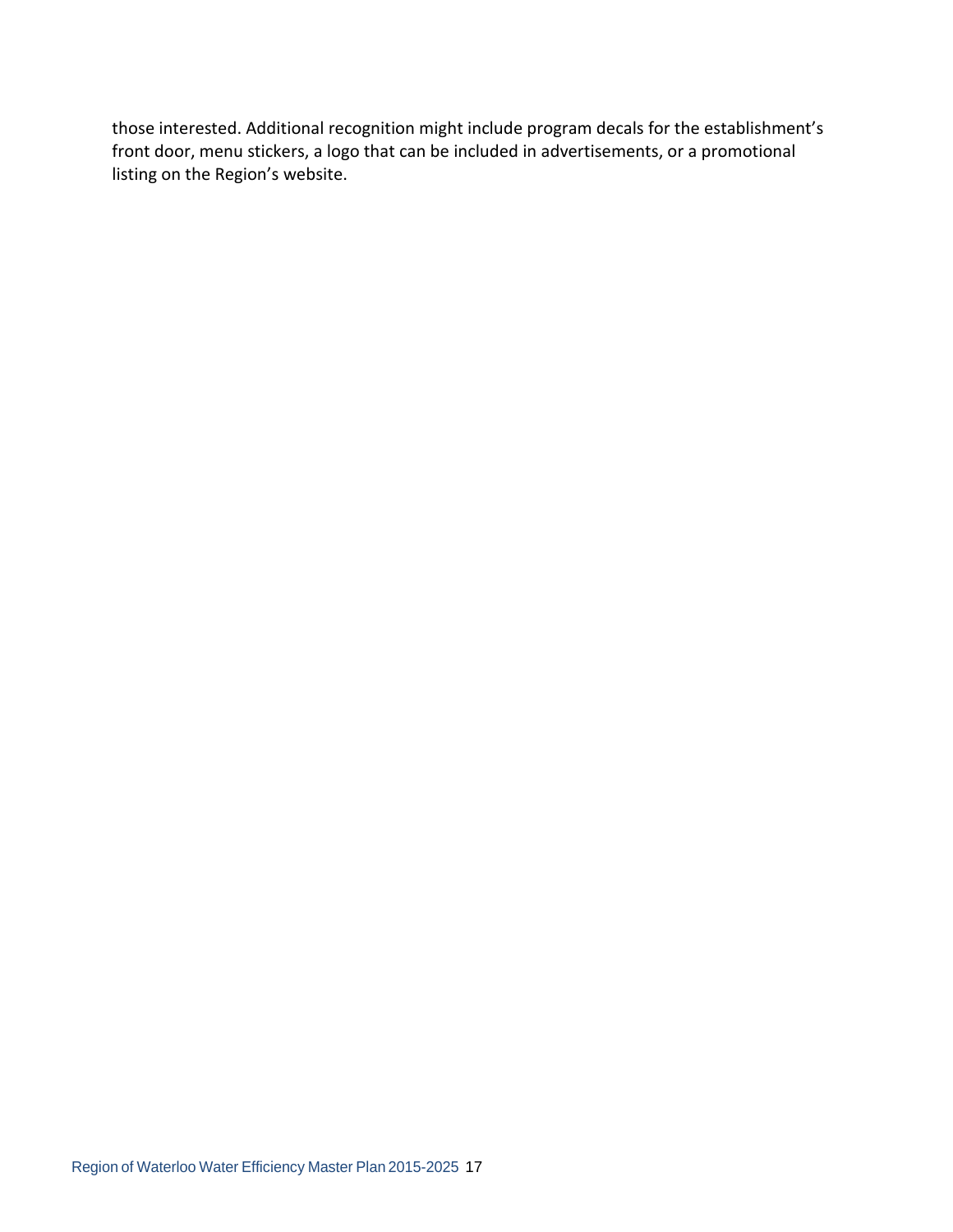those interested. Additional recognition might include program decals for the establishment's front door, menu stickers, a logo that can be included in advertisements, or a promotional listing on the Region's website.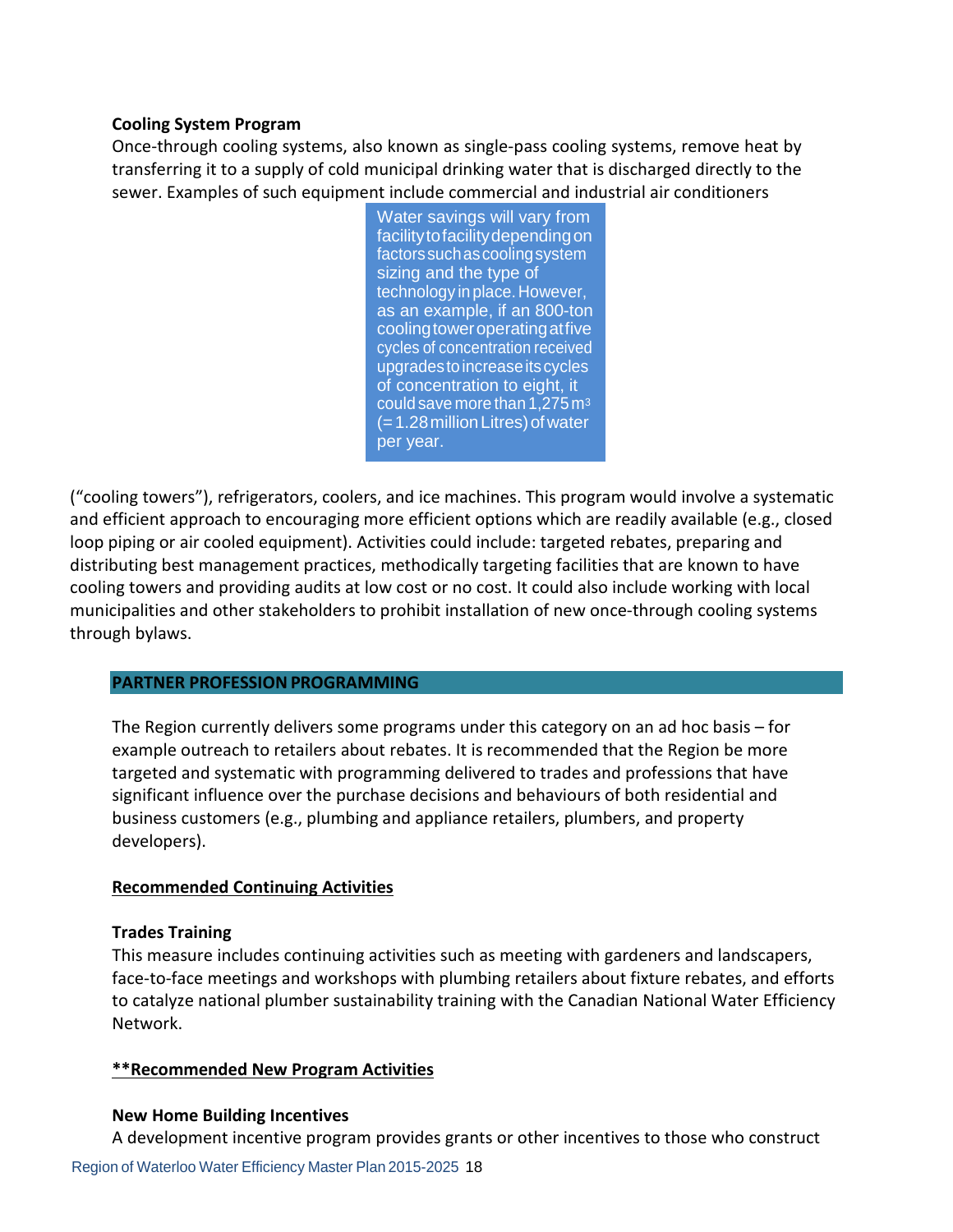**Cooling System Program**

Once-through cooling systems, also known as single-pass cooling systems, remove heat by transferring it to a supply of cold municipal drinking water that is discharged directly to the sewer. Examples of such equipment include commercial and industrial air conditioners ("cooling towers"), refrigerators, coolers, and ice machines. This program would involve a systematic and efficient approach to encouraging more efficient options which are readily available (e.g., closed loop piping or air cooled equipment). Activities could include: targeted rebates, preparing and distributing best management practices, methodically targeting facilities that are known to have cooling towers and providing audits at low cost or no cost. It could also include working with local municipalities and other stakeholders to prohibit installation of new once-through cooling systems through bylaws.

> Water savings will vary from facility to facility depending on factors such as cooling system sizing and the type of technology in place. However, as an example, if an 800-ton cooling tower operating at five cycles of concentration received upgrades to increase its cycles of concentration to eight, it could save more than 1,275 $m^3$ (= 1.28 million Litres) of water per year.

## PARTNER PROFESSION PROGRAMMING

The Region currently delivers some programs under this category on an ad hoc basis – for example outreach to retailers about rebates. It is recommended that the Region be more targeted and systematic with programming delivered to trades and professions that have significant influence over the purchase decisions and behaviours of both residential and business customers (e.g., plumbing and appliance retailers, plumbers, and property developers).

**Recommended Continuing Activities**

**Trades Training**

This measure includes continuing activities such as meeting with gardeners and landscapers, face-to-face meetings and workshops with plumbing retailers about fixture rebates, and efforts to catalyze national plumber sustainability training with the Canadian National Water Efficiency Network.

****Recommended New Program Activities**

**New Home Building Incentives**

A development incentive program provides grants or other incentives to those who construct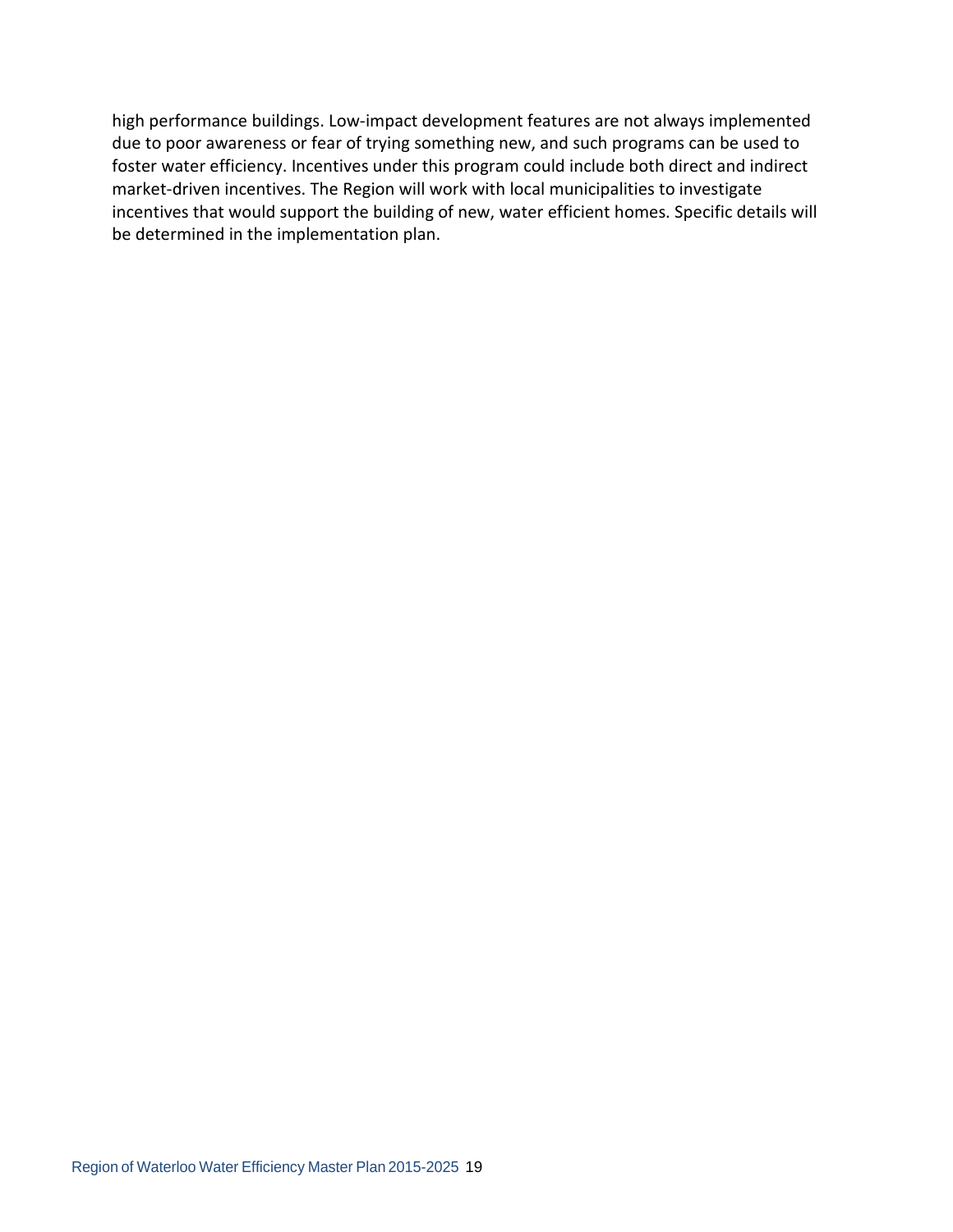high performance buildings. Low-impact development features are not always implemented due to poor awareness or fear of trying something new, and such programs can be used to foster water efficiency. Incentives under this program could include both direct and indirect market-driven incentives. The Region will work with local municipalities to investigate incentives that would support the building of new, water efficient homes. Specific details will be determined in the implementation plan.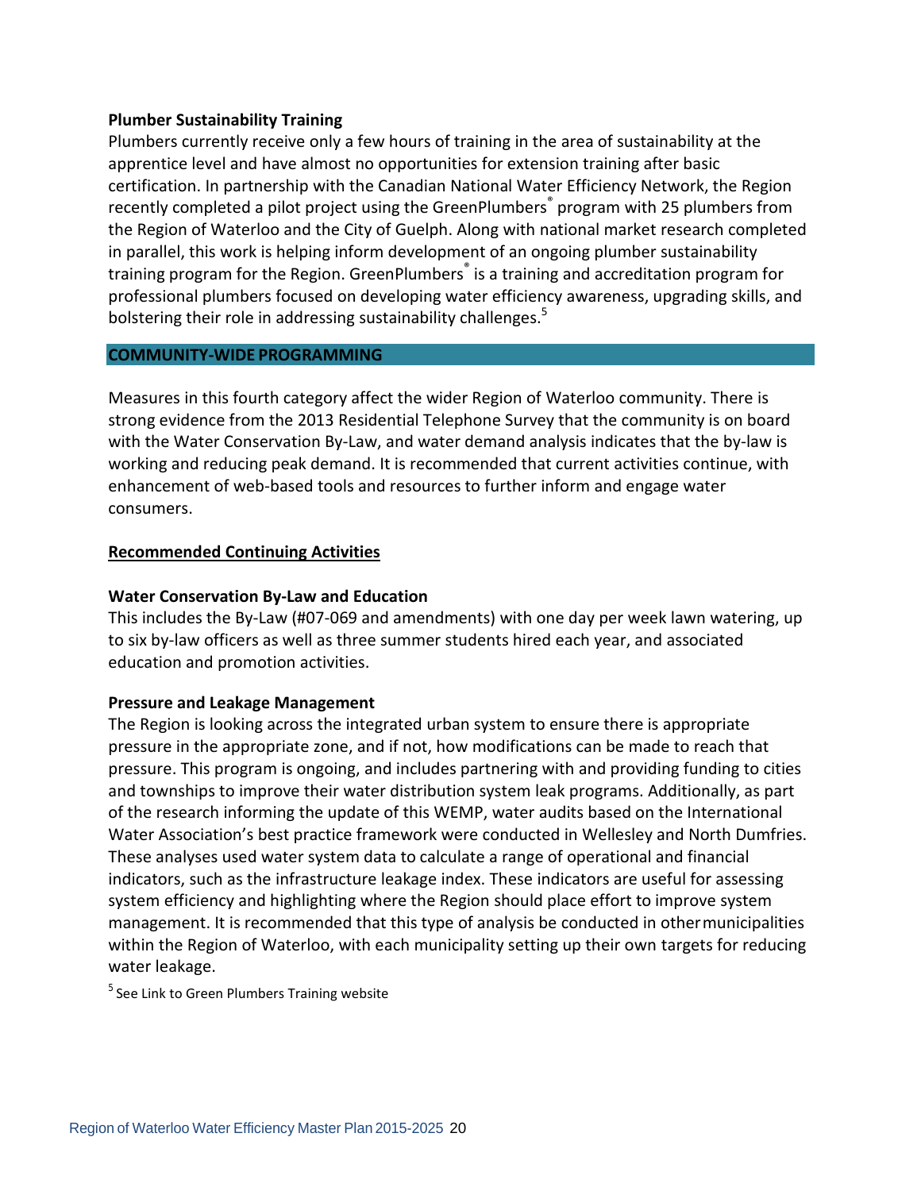**Plumber Sustainability Training**

Plumbers currently receive only a few hours of training in the area of sustainability at the apprentice level and have almost no opportunities for extension training after basic certification. In partnership with the Canadian National Water Efficiency Network, the Region recently completed a pilot project using the GreenPlumbers® program with 25 plumbers from the Region of Waterloo and the City of Guelph. Along with national market research completed in parallel, this work is helping inform development of an ongoing plumber sustainability training program for the Region. GreenPlumbers® is a training and accreditation program for professional plumbers focused on developing water efficiency awareness, upgrading skills, and bolstering their role in addressing sustainability challenges.[5]

## COMMUNITY-WIDE PROGRAMMING

Measures in this fourth category affect the wider Region of Waterloo community. There is strong evidence from the 2013 Residential Telephone Survey that the community is on board with the Water Conservation By-Law, and water demand analysis indicates that the by-law is working and reducing peak demand. It is recommended that current activities continue, with enhancement of web-based tools and resources to further inform and engage water consumers.

### Recommended Continuing Activities

**Water Conservation By-Law and Education**

This includes the By-Law (#07-069 and amendments) with one day per week lawn watering, up to six by-law officers as well as three summer students hired each year, and associated education and promotion activities.

**Pressure and Leakage Management**

The Region is looking across the integrated urban system to ensure there is appropriate pressure in the appropriate zone, and if not, how modifications can be made to reach that pressure. This program is ongoing, and includes partnering with and providing funding to cities and townships to improve their water distribution system leak programs. Additionally, as part of the research informing the update of this WEMP, water audits based on the International Water Association's best practice framework were conducted in Wellesley and North Dumfries. These analyses used water system data to calculate a range of operational and financial indicators, such as the infrastructure leakage index. These indicators are useful for assessing system efficiency and highlighting where the Region should place effort to improve system management. It is recommended that this type of analysis be conducted in other municipalities within the Region of Waterloo, with each municipality setting up their own targets for reducing water leakage.

[5] See Link to Green Plumbers Training website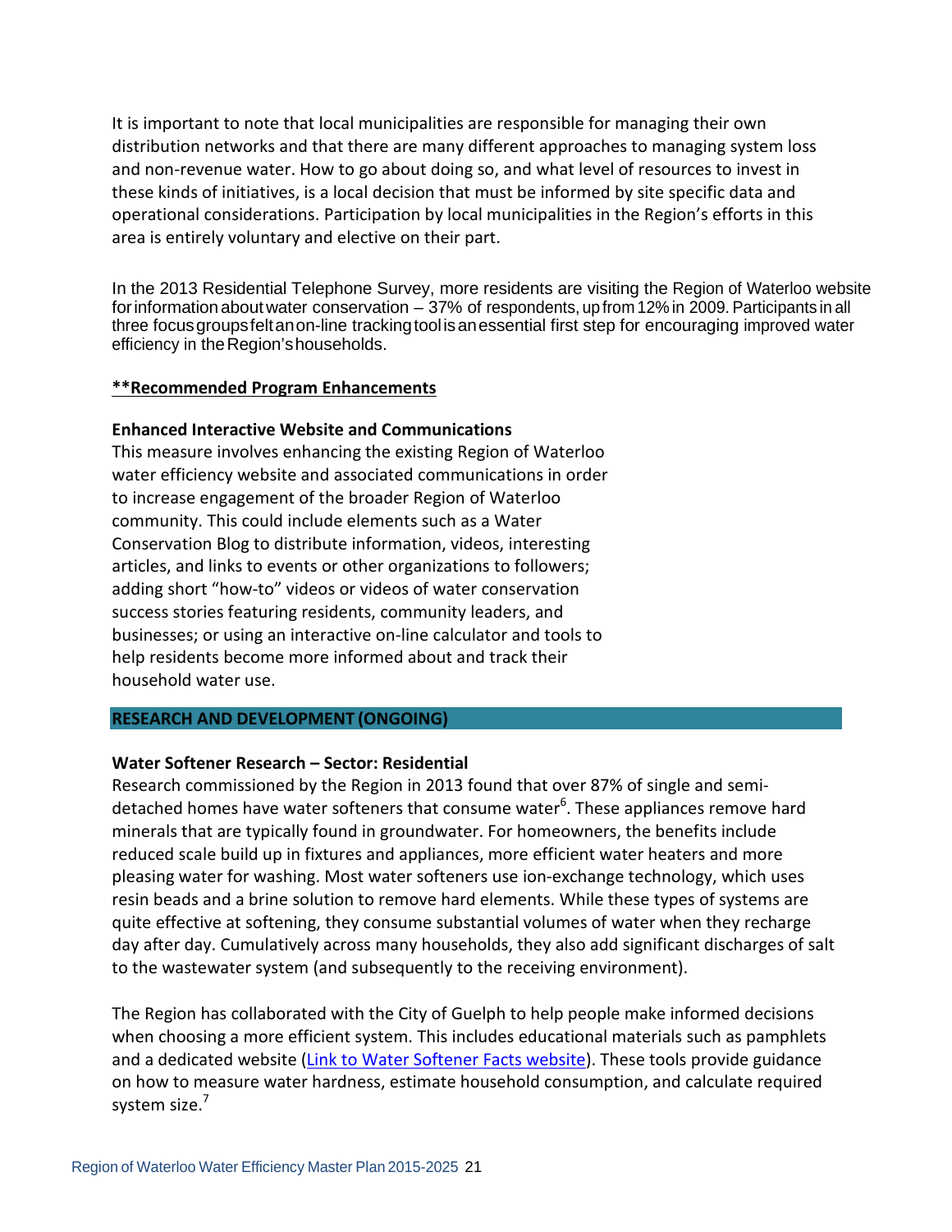It is important to note that local municipalities are responsible for managing their own distribution networks and that there are many different approaches to managing system loss and non-revenue water. How to go about doing so, and what level of resources to invest in these kinds of initiatives, is a local decision that must be informed by site specific data and operational considerations. Participation by local municipalities in the Region's efforts in this area is entirely voluntary and elective on their part.

In the 2013 Residential Telephone Survey, more residents are visiting the Region of Waterloo website for information about water conservation – 37% of respondents, up from 12% in 2009. Participants in all three focus groups felt an on-line tracking tool is an essential first step for encouraging improved water efficiency in the Region's households.

**__**Recommended Program Enhancements__**

**Enhanced Interactive Website and Communications**

This measure involves enhancing the existing Region of Waterloo water efficiency website and associated communications in order to increase engagement of the broader Region of Waterloo community. This could include elements such as a Water Conservation Blog to distribute information, videos, interesting articles, and links to events or other organizations to followers; adding short "how-to" videos or videos of water conservation success stories featuring residents, community leaders, and businesses; or using an interactive on-line calculator and tools to help residents become more informed about and track their household water use.

## RESEARCH AND DEVELOPMENT (ONGOING)

**Water Softener Research – Sector: Residential**

Research commissioned by the Region in 2013 found that over 87% of single and semi-detached homes have water softeners that consume water[6]. These appliances remove hard minerals that are typically found in groundwater. For homeowners, the benefits include reduced scale build up in fixtures and appliances, more efficient water heaters and more pleasing water for washing. Most water softeners use ion-exchange technology, which uses resin beads and a brine solution to remove hard elements. While these types of systems are quite effective at softening, they consume substantial volumes of water when they recharge day after day. Cumulatively across many households, they also add significant discharges of salt to the wastewater system (and subsequently to the receiving environment).

The Region has collaborated with the City of Guelph to help people make informed decisions when choosing a more efficient system. This includes educational materials such as pamphlets and a dedicated website (Link to Water Softener Facts website). These tools provide guidance on how to measure water hardness, estimate household consumption, and calculate required system size.[7]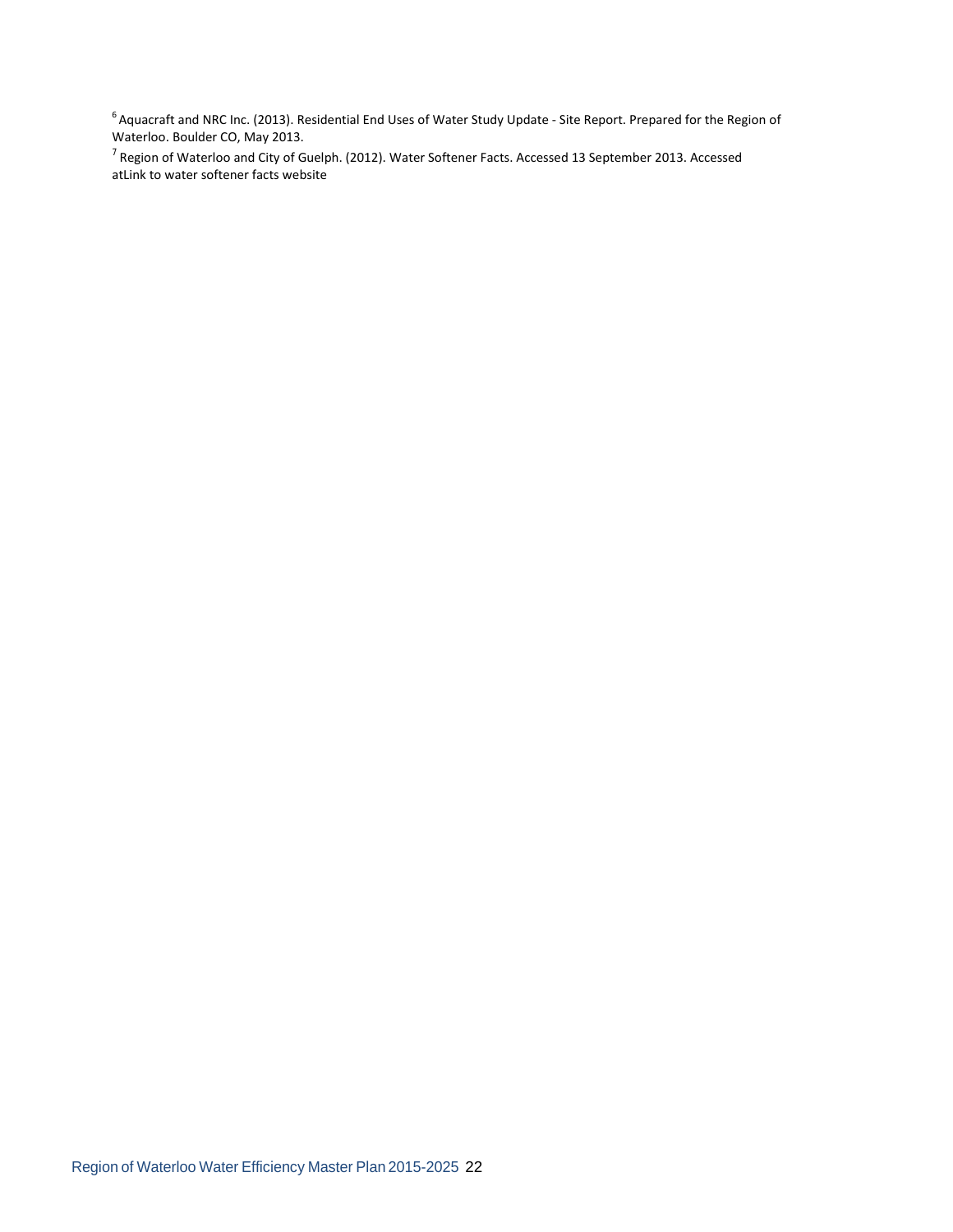[6] Aquacraft and NRC Inc. (2013). Residential End Uses of Water Study Update - Site Report. Prepared for the Region of Waterloo. Boulder CO, May 2013.

[7] Region of Waterloo and City of Guelph. (2012). Water Softener Facts. Accessed 13 September 2013. Accessed atLink to water softener facts website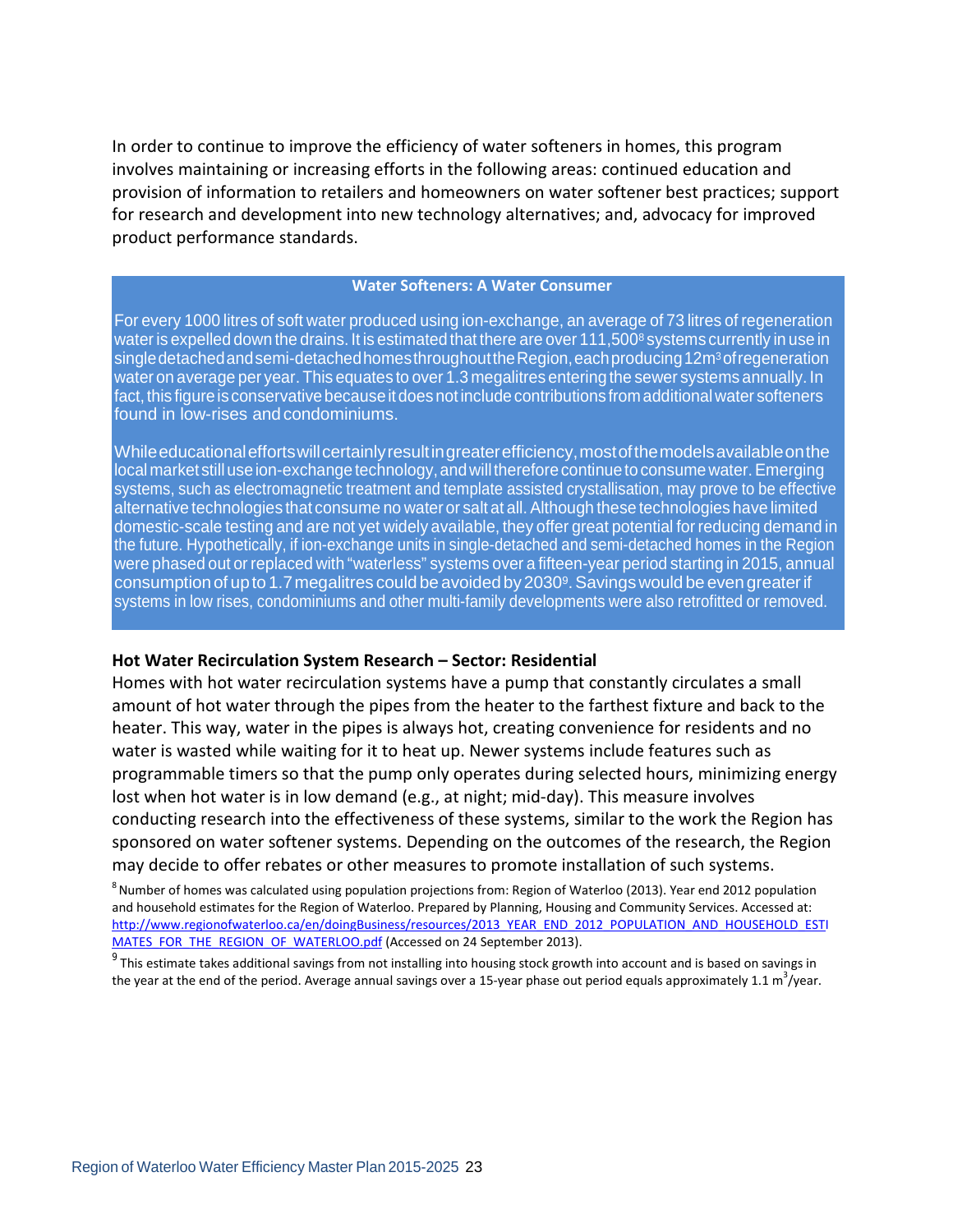In order to continue to improve the efficiency of water softeners in homes, this program involves maintaining or increasing efforts in the following areas: continued education and provision of information to retailers and homeowners on water softener best practices; support for research and development into new technology alternatives; and, advocacy for improved product performance standards.

**Water Softeners: A Water Consumer**

For every 1000 litres of soft water produced using ion-exchange, an average of 73 litres of regeneration water is expelled down the drains. It is estimated that there are over 111,500[8] systems currently in use in single detached and semi-detached homes throughout the Region, each producing 12m[3] of regeneration water on average per year. This equates to over 1.3 megalitres entering the sewer systems annually. In fact, this figure is conservative because it does not include contributions from additional water softeners found in low-rises and condominiums.

While educational efforts will certainly result in greater efficiency, most of the models available on the local market still use ion-exchange technology, and will therefore continue to consume water. Emerging systems, such as electromagnetic treatment and template assisted crystallisation, may prove to be effective alternative technologies that consume no water or salt at all. Although these technologies have limited domestic-scale testing and are not yet widely available, they offer great potential for reducing demand in the future. Hypothetically, if ion-exchange units in single-detached and semi-detached homes in the Region were phased out or replaced with "waterless" systems over a fifteen-year period starting in 2015, annual consumption of up to 1.7 megalitres could be avoided by 2030[9]. Savings would be even greater if systems in low rises, condominiums and other multi-family developments were also retrofitted or removed.

**Hot Water Recirculation System Research – Sector: Residential**

Homes with hot water recirculation systems have a pump that constantly circulates a small amount of hot water through the pipes from the heater to the farthest fixture and back to the heater. This way, water in the pipes is always hot, creating convenience for residents and no water is wasted while waiting for it to heat up. Newer systems include features such as programmable timers so that the pump only operates during selected hours, minimizing energy lost when hot water is in low demand (e.g., at night; mid-day). This measure involves conducting research into the effectiveness of these systems, similar to the work the Region has sponsored on water softener systems. Depending on the outcomes of the research, the Region may decide to offer rebates or other measures to promote installation of such systems.

[8] Number of homes was calculated using population projections from: Region of Waterloo (2013). Year end 2012 population and household estimates for the Region of Waterloo. Prepared by Planning, Housing and Community Services. Accessed at: http://www.regionofwaterloo.ca/en/doingBusiness/resources/2013_YEAR_END_2012_POPULATION_AND_HOUSEHOLD_ESTIMATES_FOR_THE_REGION_OF_WATERLOO.pdf (Accessed on 24 September 2013).

[9] This estimate takes additional savings from not installing into housing stock growth into account and is based on savings in the year at the end of the period. Average annual savings over a 15-year phase out period equals approximately 1.1 $m^3$/year.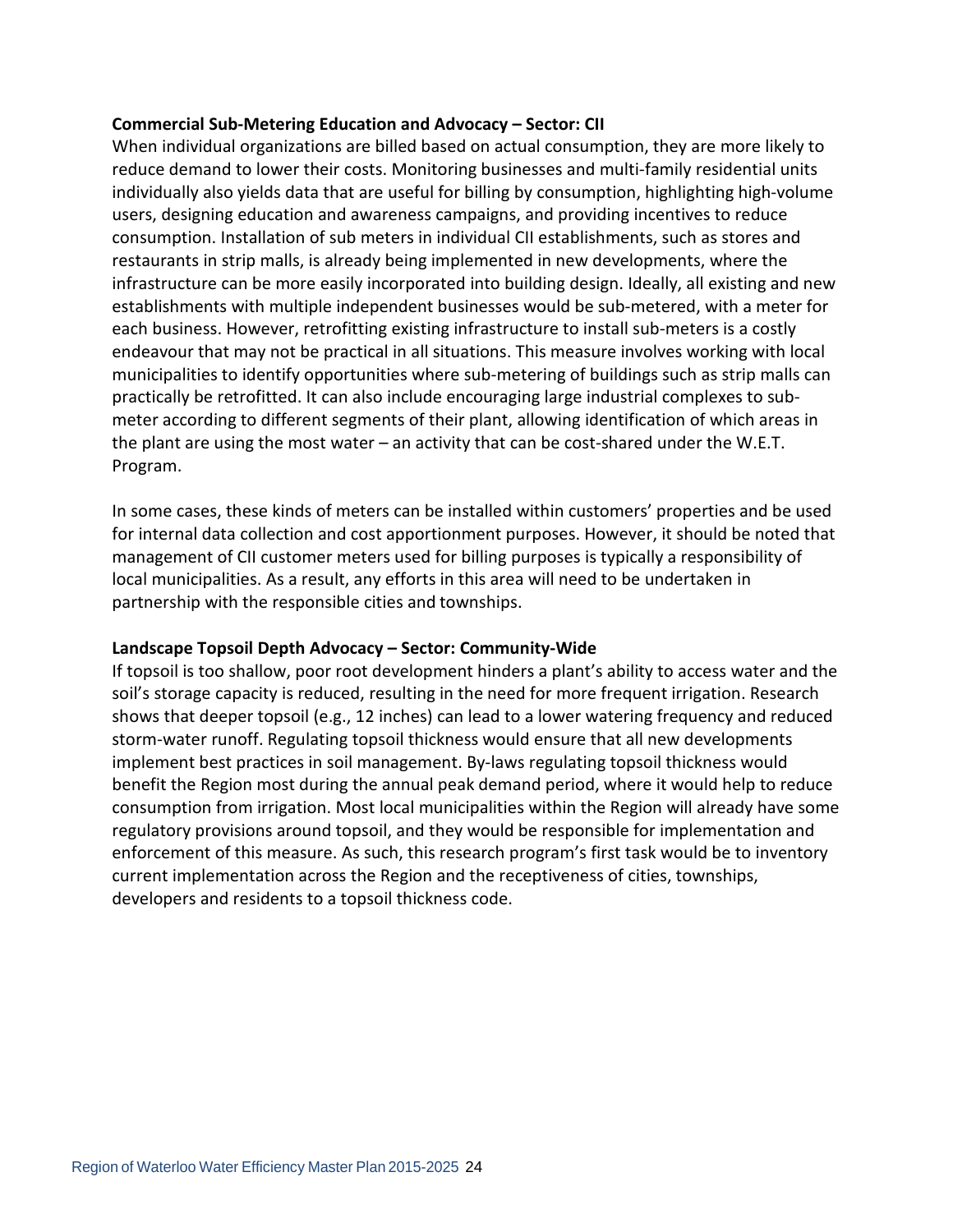**Commercial Sub-Metering Education and Advocacy – Sector: CII**

When individual organizations are billed based on actual consumption, they are more likely to reduce demand to lower their costs. Monitoring businesses and multi-family residential units individually also yields data that are useful for billing by consumption, highlighting high-volume users, designing education and awareness campaigns, and providing incentives to reduce consumption. Installation of sub meters in individual CII establishments, such as stores and restaurants in strip malls, is already being implemented in new developments, where the infrastructure can be more easily incorporated into building design. Ideally, all existing and new establishments with multiple independent businesses would be sub-metered, with a meter for each business. However, retrofitting existing infrastructure to install sub-meters is a costly endeavour that may not be practical in all situations. This measure involves working with local municipalities to identify opportunities where sub-metering of buildings such as strip malls can practically be retrofitted. It can also include encouraging large industrial complexes to sub-meter according to different segments of their plant, allowing identification of which areas in the plant are using the most water – an activity that can be cost-shared under the W.E.T. Program.

In some cases, these kinds of meters can be installed within customers' properties and be used for internal data collection and cost apportionment purposes. However, it should be noted that management of CII customer meters used for billing purposes is typically a responsibility of local municipalities. As a result, any efforts in this area will need to be undertaken in partnership with the responsible cities and townships.

**Landscape Topsoil Depth Advocacy – Sector: Community-Wide**

If topsoil is too shallow, poor root development hinders a plant's ability to access water and the soil's storage capacity is reduced, resulting in the need for more frequent irrigation. Research shows that deeper topsoil (e.g., 12 inches) can lead to a lower watering frequency and reduced storm-water runoff. Regulating topsoil thickness would ensure that all new developments implement best practices in soil management. By-laws regulating topsoil thickness would benefit the Region most during the annual peak demand period, where it would help to reduce consumption from irrigation. Most local municipalities within the Region will already have some regulatory provisions around topsoil, and they would be responsible for implementation and enforcement of this measure. As such, this research program's first task would be to inventory current implementation across the Region and the receptiveness of cities, townships, developers and residents to a topsoil thickness code.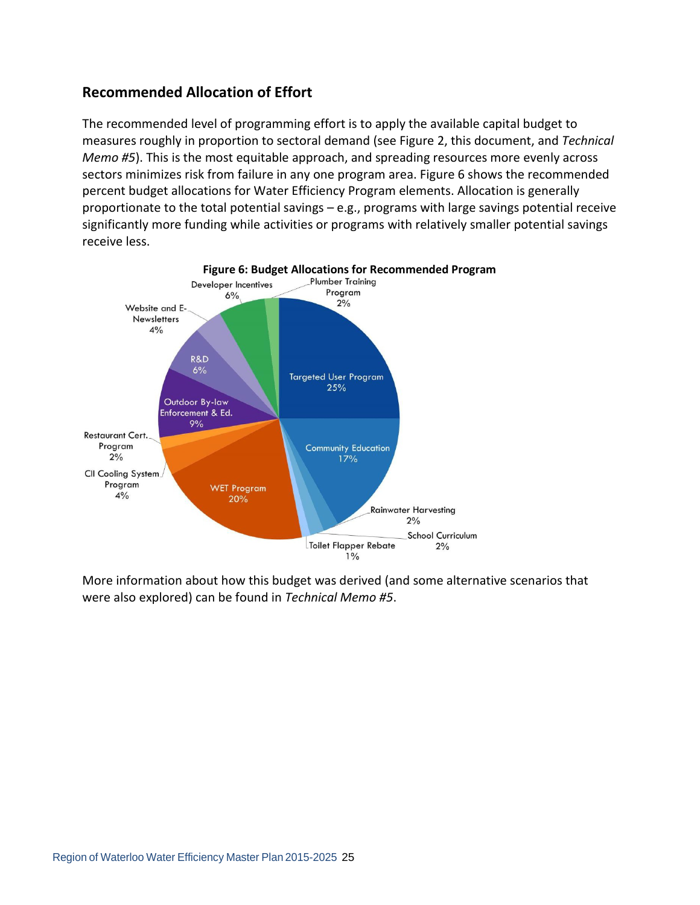## Recommended Allocation of Effort

The recommended level of programming effort is to apply the available capital budget to measures roughly in proportion to sectoral demand (see Figure 2, this document, and *Technical Memo #5*). This is the most equitable approach, and spreading resources more evenly across sectors minimizes risk from failure in any one program area. Figure 6 shows the recommended percent budget allocations for Water Efficiency Program elements. Allocation is generally proportionate to the total potential savings – e.g., programs with large savings potential receive significantly more funding while activities or programs with relatively smaller potential savings receive less.

**Figure 6: Budget Allocations for Recommended Program**

| Program Element | Allocation |
| --- | --- |
| Targeted User Program | 25% |
| Community Education | 17% |
| Rainwater Harvesting | 2% |
| School Curriculum | 2% |
| Toilet Flapper Rebate | 1% |
| WET Program | 20% |
| CII Cooling System Program | 4% |
| Restaurant Cert. Program | 2% |
| Outdoor By-law Enforcement & Ed. | 9% |
| R&D | 6% |
| Website and E-Newsletters | 4% |
| Developer Incentives | 6% |
| Plumber Training Program | 2% |

More information about how this budget was derived (and some alternative scenarios that were also explored) can be found in *Technical Memo #5*.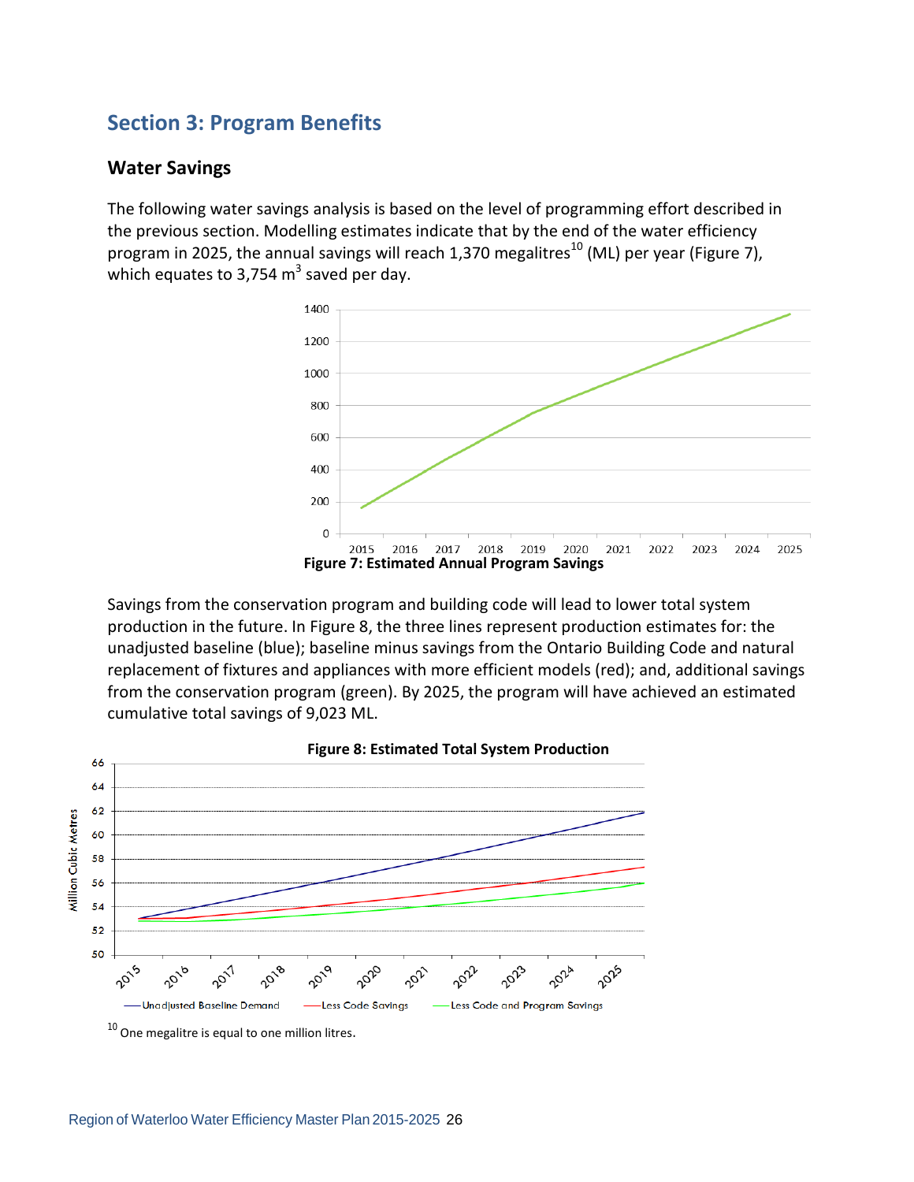## Section 3: Program Benefits

### Water Savings

The following water savings analysis is based on the level of programming effort described in the previous section. Modelling estimates indicate that by the end of the water efficiency program in 2025, the annual savings will reach 1,370 megalitres[10] (ML) per year (Figure 7), which equates to 3,754 $m^3$ saved per day.

**Figure 7: Estimated Annual Program Savings**

Savings from the conservation program and building code will lead to lower total system production in the future. In Figure 8, the three lines represent production estimates for: the unadjusted baseline (blue); baseline minus savings from the Ontario Building Code and natural replacement of fixtures and appliances with more efficient models (red); and, additional savings from the conservation program (green). By 2025, the program will have achieved an estimated cumulative total savings of 9,023 ML.

**Figure 8: Estimated Total System Production**

[10] One megalitre is equal to one million litres.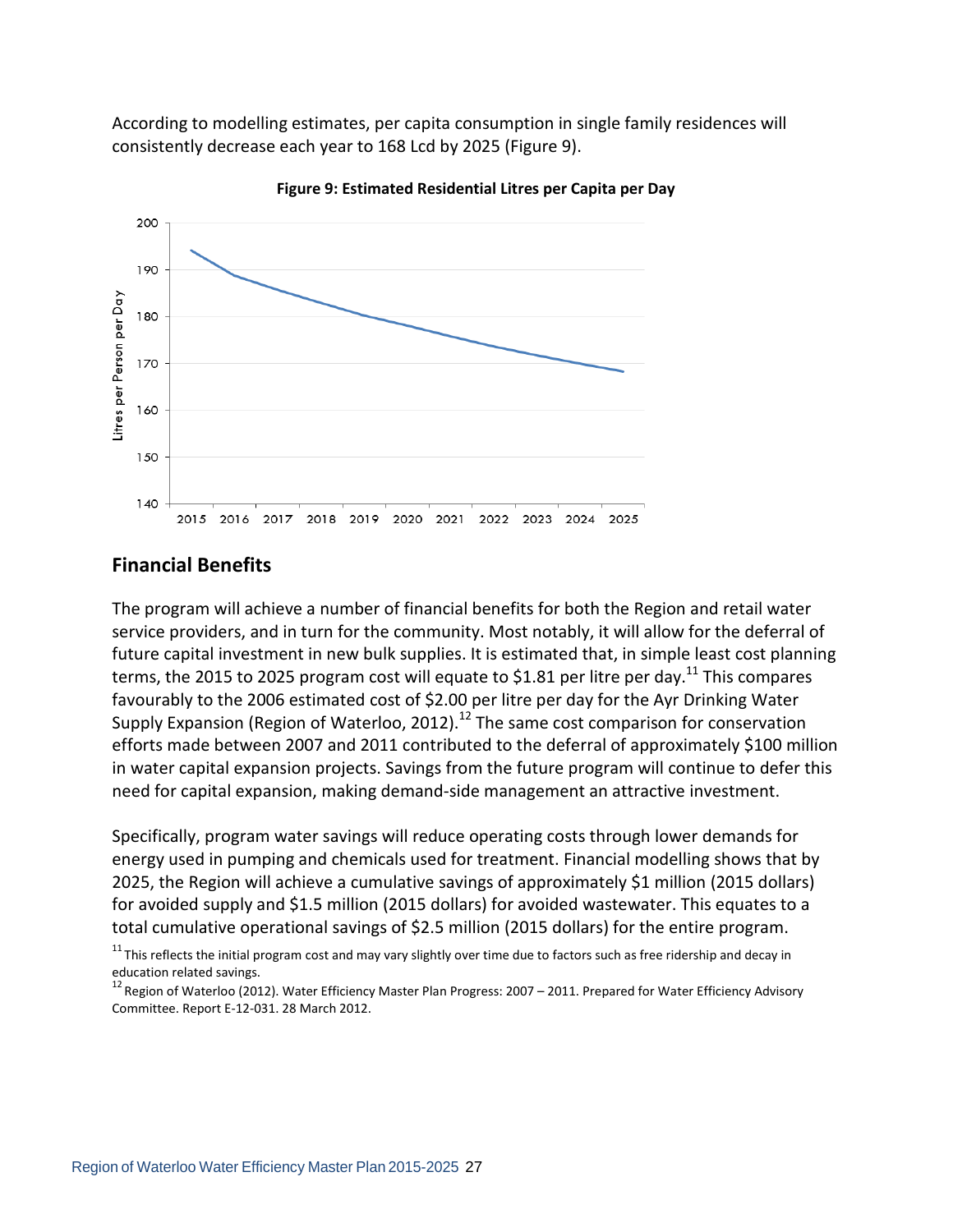According to modelling estimates, per capita consumption in single family residences will consistently decrease each year to 168 Lcd by 2025 (Figure 9).

**Figure 9: Estimated Residential Litres per Capita per Day**

## Financial Benefits

The program will achieve a number of financial benefits for both the Region and retail water service providers, and in turn for the community. Most notably, it will allow for the deferral of future capital investment in new bulk supplies. It is estimated that, in simple least cost planning terms, the 2015 to 2025 program cost will equate to $1.81 per litre per day.[11] This compares favourably to the 2006 estimated cost of $2.00 per litre per day for the Ayr Drinking Water Supply Expansion (Region of Waterloo, 2012).[12] The same cost comparison for conservation efforts made between 2007 and 2011 contributed to the deferral of approximately $100 million in water capital expansion projects. Savings from the future program will continue to defer this need for capital expansion, making demand-side management an attractive investment.

Specifically, program water savings will reduce operating costs through lower demands for energy used in pumping and chemicals used for treatment. Financial modelling shows that by 2025, the Region will achieve a cumulative savings of approximately $1 million (2015 dollars) for avoided supply and $1.5 million (2015 dollars) for avoided wastewater. This equates to a total cumulative operational savings of $2.5 million (2015 dollars) for the entire program.

[11] This reflects the initial program cost and may vary slightly over time due to factors such as free ridership and decay in education related savings.

[12] Region of Waterloo (2012). Water Efficiency Master Plan Progress: 2007 – 2011. Prepared for Water Efficiency Advisory Committee. Report E-12-031. 28 March 2012.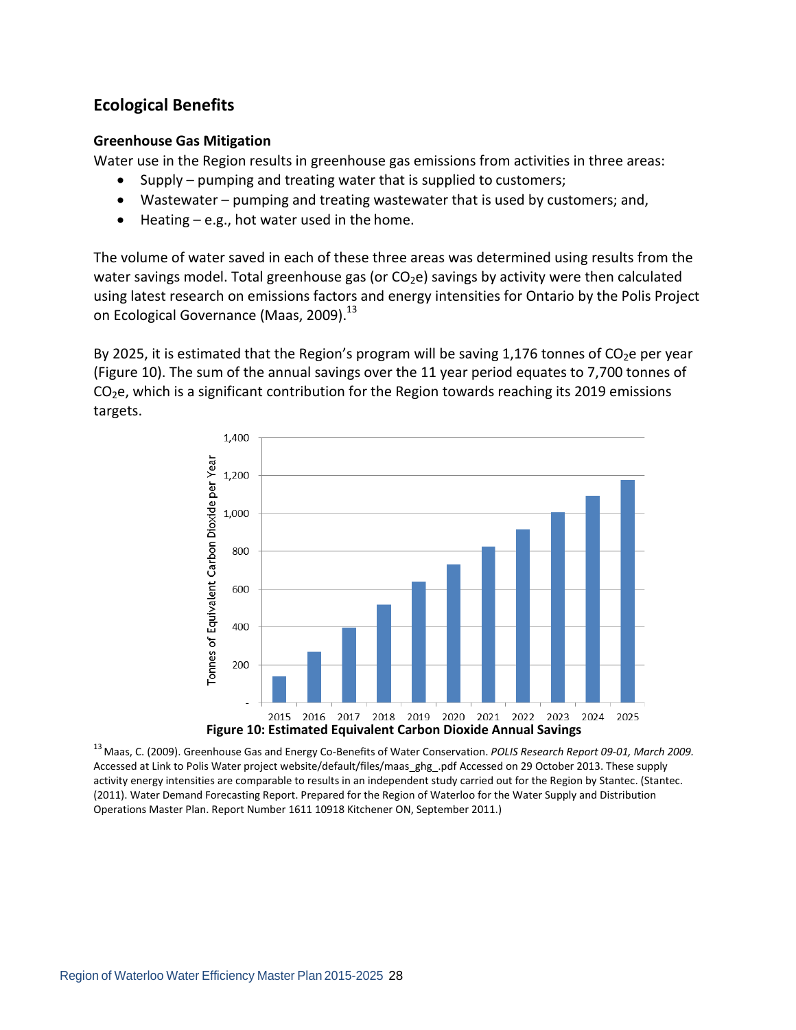## Ecological Benefits

### Greenhouse Gas Mitigation

Water use in the Region results in greenhouse gas emissions from activities in three areas:

- Supply – pumping and treating water that is supplied to customers;
- Wastewater – pumping and treating wastewater that is used by customers; and,
- Heating – e.g., hot water used in the home.

The volume of water saved in each of these three areas was determined using results from the water savings model. Total greenhouse gas (or $CO_2$e) savings by activity were then calculated using latest research on emissions factors and energy intensities for Ontario by the Polis Project on Ecological Governance (Maas, 2009).[13]

By 2025, it is estimated that the Region's program will be saving 1,176 tonnes of $CO_2$e per year (Figure 10). The sum of the annual savings over the 11 year period equates to 7,700 tonnes of $CO_2$e, which is a significant contribution for the Region towards reaching its 2019 emissions targets.

**Figure 10: Estimated Equivalent Carbon Dioxide Annual Savings**

[13] Maas, C. (2009). Greenhouse Gas and Energy Co-Benefits of Water Conservation. *POLIS Research Report 09-01, March 2009.* Accessed at Link to Polis Water project website/default/files/maas_ghg_.pdf Accessed on 29 October 2013. These supply activity energy intensities are comparable to results in an independent study carried out for the Region by Stantec. (Stantec. (2011). Water Demand Forecasting Report. Prepared for the Region of Waterloo for the Water Supply and Distribution Operations Master Plan. Report Number 1611 10918 Kitchener ON, September 2011.)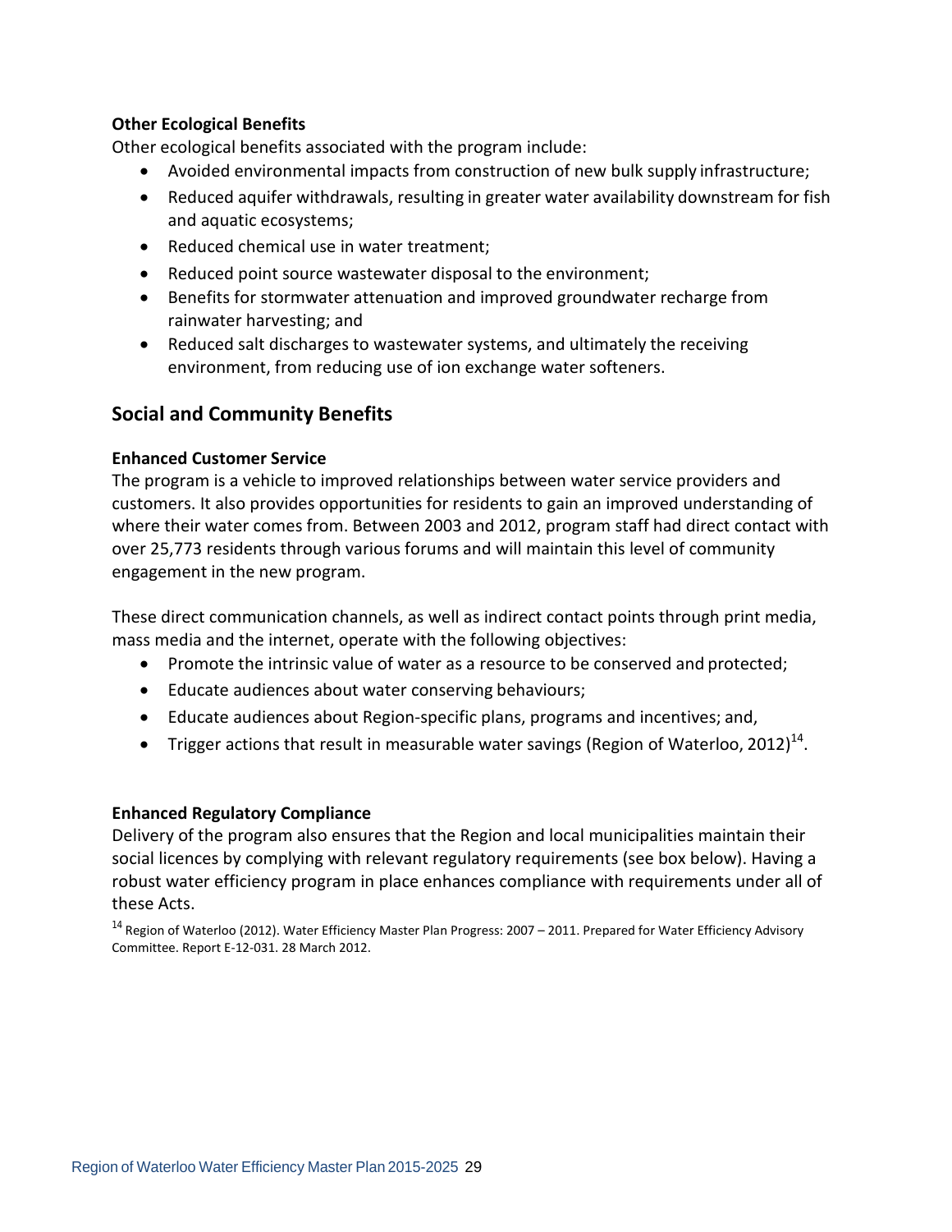### Other Ecological Benefits

Other ecological benefits associated with the program include:

- Avoided environmental impacts from construction of new bulk supply infrastructure;
- Reduced aquifer withdrawals, resulting in greater water availability downstream for fish and aquatic ecosystems;
- Reduced chemical use in water treatment;
- Reduced point source wastewater disposal to the environment;
- Benefits for stormwater attenuation and improved groundwater recharge from rainwater harvesting; and
- Reduced salt discharges to wastewater systems, and ultimately the receiving environment, from reducing use of ion exchange water softeners.

## Social and Community Benefits

### Enhanced Customer Service

The program is a vehicle to improved relationships between water service providers and customers. It also provides opportunities for residents to gain an improved understanding of where their water comes from. Between 2003 and 2012, program staff had direct contact with over 25,773 residents through various forums and will maintain this level of community engagement in the new program.

These direct communication channels, as well as indirect contact points through print media, mass media and the internet, operate with the following objectives:

- Promote the intrinsic value of water as a resource to be conserved and protected;
- Educate audiences about water conserving behaviours;
- Educate audiences about Region-specific plans, programs and incentives; and,
- Trigger actions that result in measurable water savings (Region of Waterloo, 2012)[14].

### Enhanced Regulatory Compliance

Delivery of the program also ensures that the Region and local municipalities maintain their social licences by complying with relevant regulatory requirements (see box below). Having a robust water efficiency program in place enhances compliance with requirements under all of these Acts.

[14] Region of Waterloo (2012). Water Efficiency Master Plan Progress: 2007 – 2011. Prepared for Water Efficiency Advisory Committee. Report E-12-031. 28 March 2012.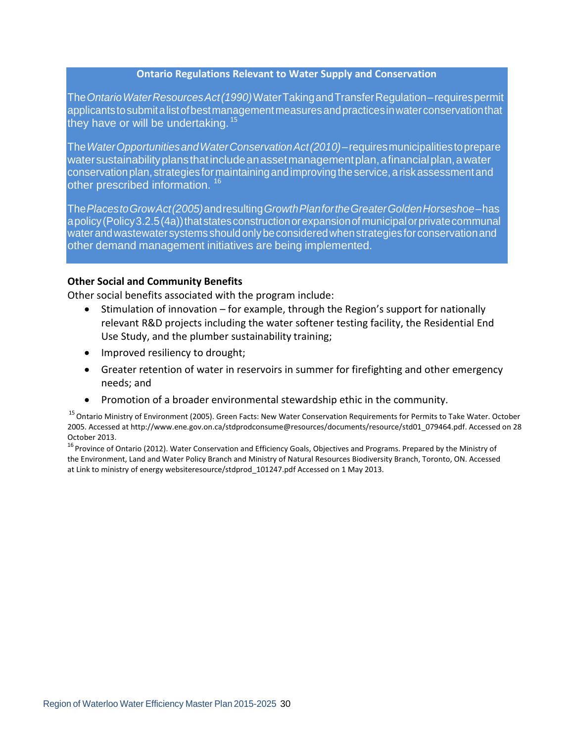**Ontario Regulations Relevant to Water Supply and Conservation**

The *Ontario Water Resources Act (1990)* Water Taking and Transfer Regulation – requires permit applicants to submit a list of best management measures and practices in water conservation that they have or will be undertaking. [15]

The *Water Opportunities and Water Conservation Act (2010)* – requires municipalities to prepare water sustainability plans that include an asset management plan, a financial plan, a water conservation plan, strategies for maintaining and improving the service, a risk assessment and other prescribed information. [16]

The *Places to Grow Act (2005)* and resulting *Growth Plan for the Greater Golden Horseshoe* – has a policy (Policy 3.2.5 (4a)) that states construction or expansion of municipal or private communal water and wastewater systems should only be considered when strategies for conservation and other demand management initiatives are being implemented.

**Other Social and Community Benefits**

Other social benefits associated with the program include:

- Stimulation of innovation – for example, through the Region's support for nationally relevant R&D projects including the water softener testing facility, the Residential End Use Study, and the plumber sustainability training;
- Improved resiliency to drought;
- Greater retention of water in reservoirs in summer for firefighting and other emergency needs; and
- Promotion of a broader environmental stewardship ethic in the community.

[15] Ontario Ministry of Environment (2005). Green Facts: New Water Conservation Requirements for Permits to Take Water. October 2005. Accessed at http://www.ene.gov.on.ca/stdprodconsume@resources/documents/resource/std01_079464.pdf. Accessed on 28 October 2013.

[16] Province of Ontario (2012). Water Conservation and Efficiency Goals, Objectives and Programs. Prepared by the Ministry of the Environment, Land and Water Policy Branch and Ministry of Natural Resources Biodiversity Branch, Toronto, ON. Accessed at Link to ministry of energy websiteresource/stdprod_101247.pdf Accessed on 1 May 2013.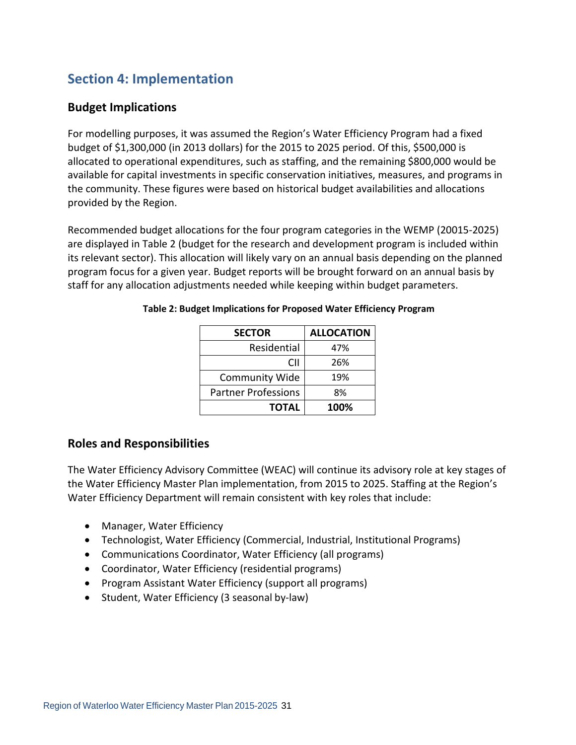# Section 4: Implementation

## Budget Implications

For modelling purposes, it was assumed the Region's Water Efficiency Program had a fixed budget of $1,300,000 (in 2013 dollars) for the 2015 to 2025 period. Of this, $500,000 is allocated to operational expenditures, such as staffing, and the remaining $800,000 would be available for capital investments in specific conservation initiatives, measures, and programs in the community. These figures were based on historical budget availabilities and allocations provided by the Region.

Recommended budget allocations for the four program categories in the WEMP (20015-2025) are displayed in Table 2 (budget for the research and development program is included within its relevant sector). This allocation will likely vary on an annual basis depending on the planned program focus for a given year. Budget reports will be brought forward on an annual basis by staff for any allocation adjustments needed while keeping within budget parameters.

**Table 2: Budget Implications for Proposed Water Efficiency Program**

| SECTOR | ALLOCATION |
|---:|:---:|
| Residential | 47% |
| CII | 26% |
| Community Wide | 19% |
| Partner Professions | 8% |
| **TOTAL** | **100%** |

## Roles and Responsibilities

The Water Efficiency Advisory Committee (WEAC) will continue its advisory role at key stages of the Water Efficiency Master Plan implementation, from 2015 to 2025. Staffing at the Region's Water Efficiency Department will remain consistent with key roles that include:

- Manager, Water Efficiency
- Technologist, Water Efficiency (Commercial, Industrial, Institutional Programs)
- Communications Coordinator, Water Efficiency (all programs)
- Coordinator, Water Efficiency (residential programs)
- Program Assistant Water Efficiency (support all programs)
- Student, Water Efficiency (3 seasonal by-law)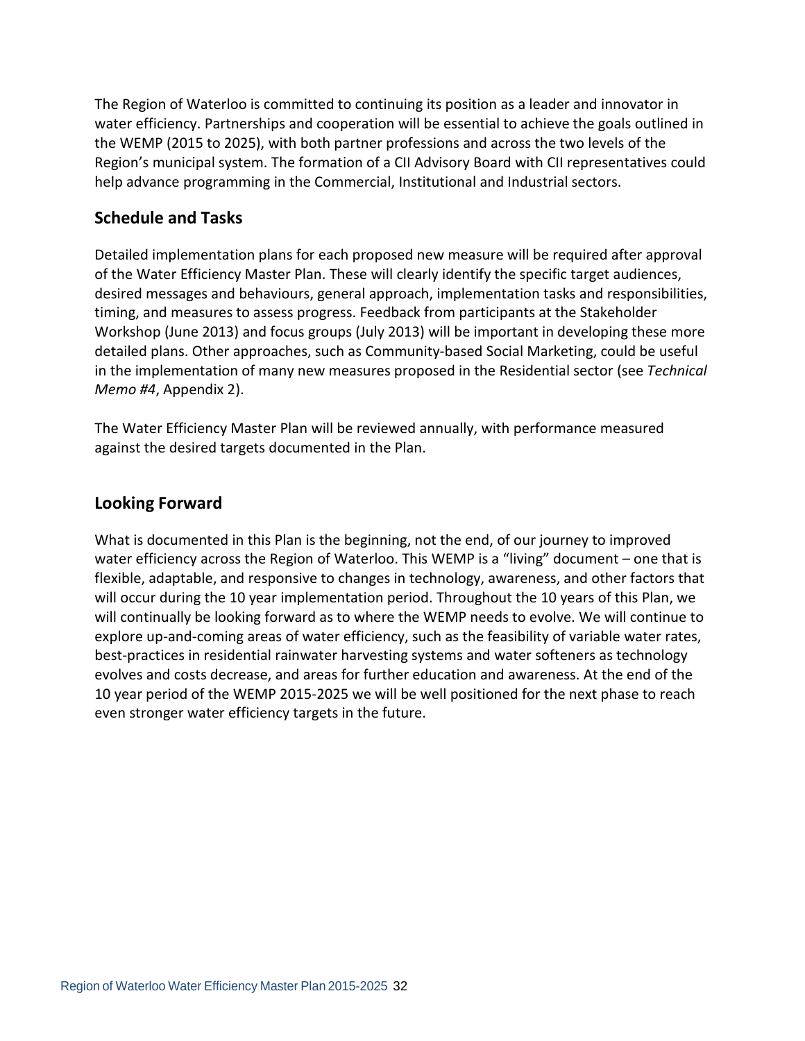The Region of Waterloo is committed to continuing its position as a leader and innovator in water efficiency. Partnerships and cooperation will be essential to achieve the goals outlined in the WEMP (2015 to 2025), with both partner professions and across the two levels of the Region's municipal system. The formation of a CII Advisory Board with CII representatives could help advance programming in the Commercial, Institutional and Industrial sectors.

## Schedule and Tasks

Detailed implementation plans for each proposed new measure will be required after approval of the Water Efficiency Master Plan. These will clearly identify the specific target audiences, desired messages and behaviours, general approach, implementation tasks and responsibilities, timing, and measures to assess progress. Feedback from participants at the Stakeholder Workshop (June 2013) and focus groups (July 2013) will be important in developing these more detailed plans. Other approaches, such as Community-based Social Marketing, could be useful in the implementation of many new measures proposed in the Residential sector (see *Technical Memo #4*, Appendix 2).

The Water Efficiency Master Plan will be reviewed annually, with performance measured against the desired targets documented in the Plan.

## Looking Forward

What is documented in this Plan is the beginning, not the end, of our journey to improved water efficiency across the Region of Waterloo. This WEMP is a "living" document – one that is flexible, adaptable, and responsive to changes in technology, awareness, and other factors that will occur during the 10 year implementation period. Throughout the 10 years of this Plan, we will continually be looking forward as to where the WEMP needs to evolve. We will continue to explore up-and-coming areas of water efficiency, such as the feasibility of variable water rates, best-practices in residential rainwater harvesting systems and water softeners as technology evolves and costs decrease, and areas for further education and awareness. At the end of the 10 year period of the WEMP 2015-2025 we will be well positioned for the next phase to reach even stronger water efficiency targets in the future.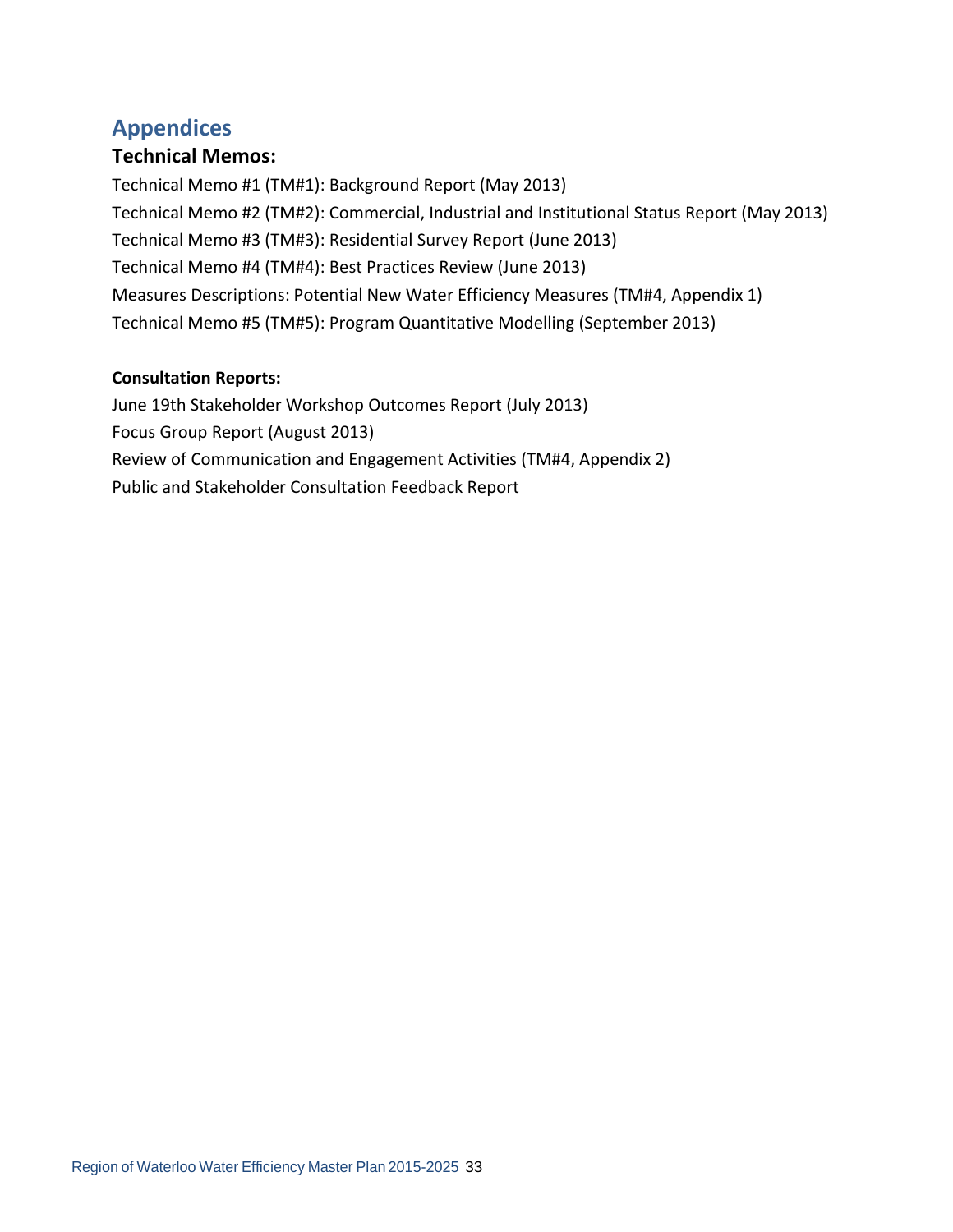## Appendices

### Technical Memos:

Technical Memo #1 (TM#1): Background Report (May 2013)
Technical Memo #2 (TM#2): Commercial, Industrial and Institutional Status Report (May 2013)
Technical Memo #3 (TM#3): Residential Survey Report (June 2013)
Technical Memo #4 (TM#4): Best Practices Review (June 2013)
Measures Descriptions: Potential New Water Efficiency Measures (TM#4, Appendix 1)
Technical Memo #5 (TM#5): Program Quantitative Modelling (September 2013)

**Consultation Reports:**

June 19th Stakeholder Workshop Outcomes Report (July 2013)
Focus Group Report (August 2013)
Review of Communication and Engagement Activities (TM#4, Appendix 2)
Public and Stakeholder Consultation Feedback Report